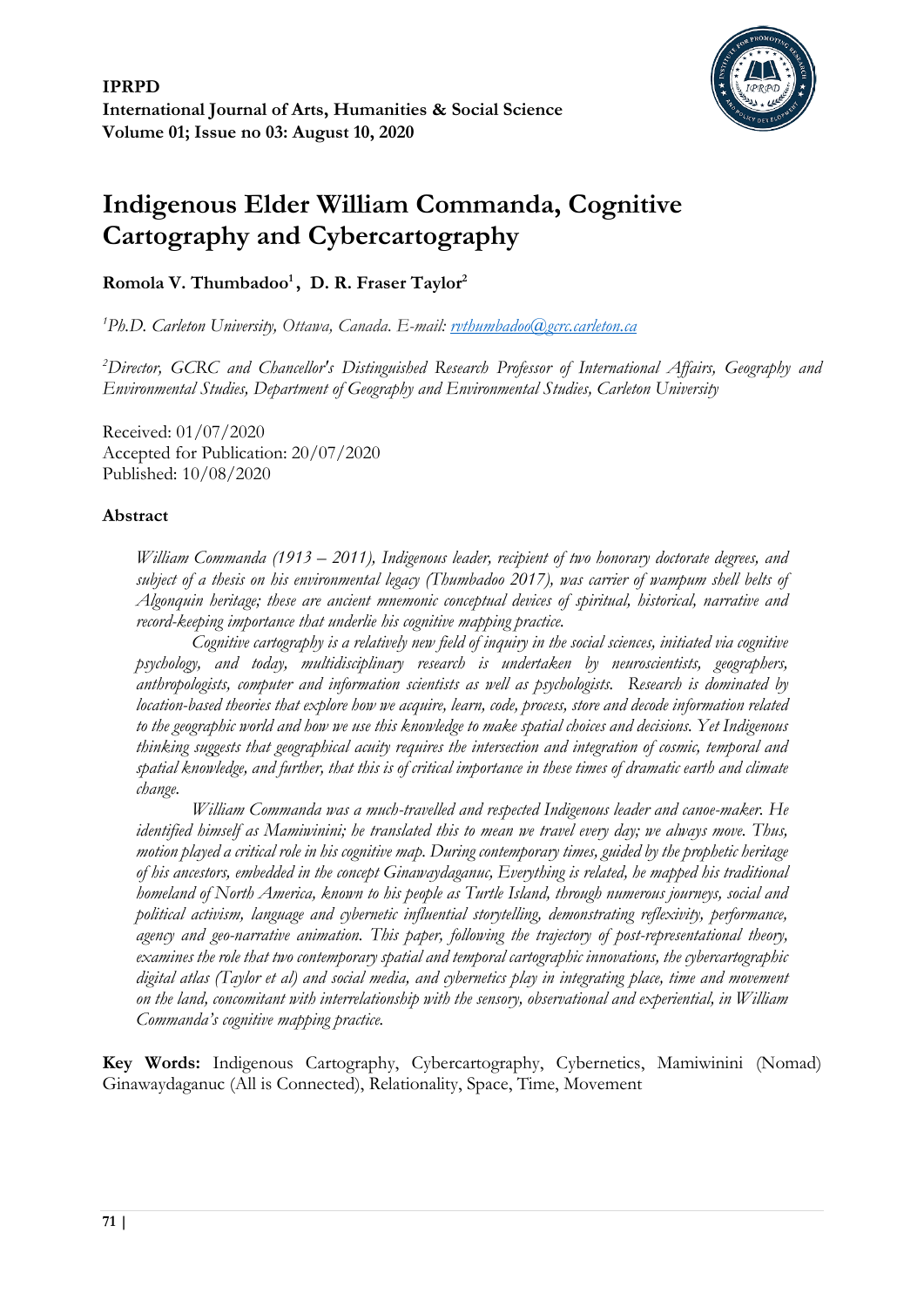**IPRPD**
**International Journal of Arts, Humanities & Social Science**
**Volume 01; Issue no 03: August 10, 2020**

# Indigenous Elder William Commanda, Cognitive Cartography and Cybercartography

**Romola V. Thumbadoo[1], D. R. Fraser Taylor[2]**

*[1]Ph.D. Carleton University, Ottawa, Canada. E-mail: rvthumbadoo@gcrc.carleton.ca*

*[2]Director, GCRC and Chancellor's Distinguished Research Professor of International Affairs, Geography and Environmental Studies, Department of Geography and Environmental Studies, Carleton University*

Received: 01/07/2020
Accepted for Publication: 20/07/2020
Published: 10/08/2020

### Abstract

*William Commanda (1913 – 2011), Indigenous leader, recipient of two honorary doctorate degrees, and subject of a thesis on his environmental legacy (Thumbadoo 2017), was carrier of wampum shell belts of Algonquin heritage; these are ancient mnemonic conceptual devices of spiritual, historical, narrative and record-keeping importance that underlie his cognitive mapping practice.*

*Cognitive cartography is a relatively new field of inquiry in the social sciences, initiated via cognitive psychology, and today, multidisciplinary research is undertaken by neuroscientists, geographers, anthropologists, computer and information scientists as well as psychologists. Research is dominated by location-based theories that explore how we acquire, learn, code, process, store and decode information related to the geographic world and how we use this knowledge to make spatial choices and decisions. Yet Indigenous thinking suggests that geographical acuity requires the intersection and integration of cosmic, temporal and spatial knowledge, and further, that this is of critical importance in these times of dramatic earth and climate change.*

*William Commanda was a much-travelled and respected Indigenous leader and canoe-maker. He identified himself as Mamiwinini; he translated this to mean we travel every day; we always move. Thus, motion played a critical role in his cognitive map. During contemporary times, guided by the prophetic heritage of his ancestors, embedded in the concept Ginawaydaganuc, Everything is related, he mapped his traditional homeland of North America, known to his people as Turtle Island, through numerous journeys, social and political activism, language and cybernetic influential storytelling, demonstrating reflexivity, performance, agency and geo-narrative animation. This paper, following the trajectory of post-representational theory, examines the role that two contemporary spatial and temporal cartographic innovations, the cybercartographic digital atlas (Taylor et al) and social media, and cybernetics play in integrating place, time and movement on the land, concomitant with interrelationship with the sensory, observational and experiential, in William Commanda's cognitive mapping practice.*

**Key Words:** Indigenous Cartography, Cybercartography, Cybernetics, Mamiwinini (Nomad) Ginawaydaganuc (All is Connected), Relationality, Space, Time, Movement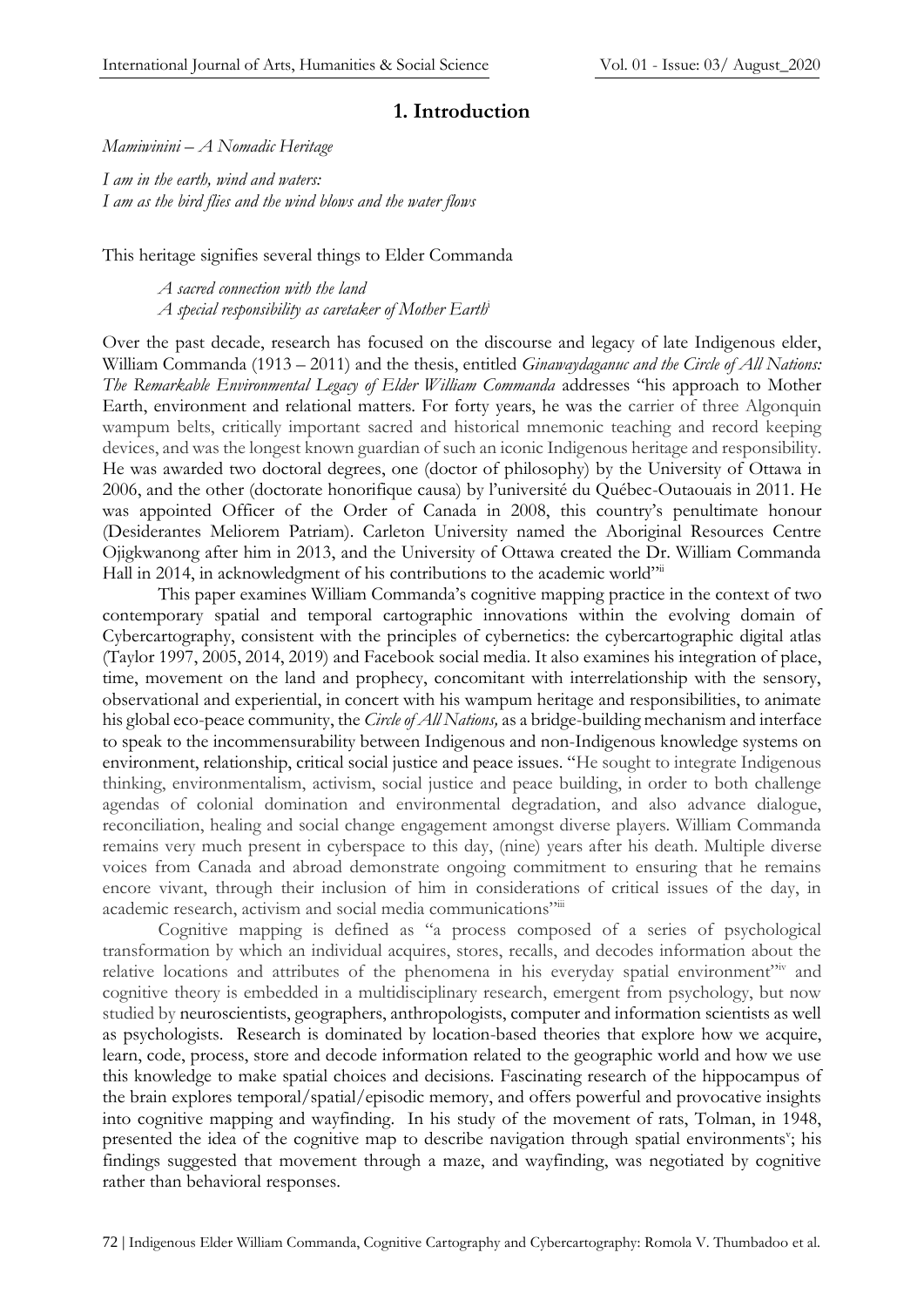# 1. Introduction

*Mamiwinini – A Nomadic Heritage*

*I am in the earth, wind and waters:*
*I am as the bird flies and the wind blows and the water flows*

This heritage signifies several things to Elder Commanda

> *A sacred connection with the land*
> *A special responsibility as caretaker of Mother Earth*[i]

Over the past decade, research has focused on the discourse and legacy of late Indigenous elder, William Commanda (1913 – 2011) and the thesis, entitled *Ginawaydaganuc and the Circle of All Nations: The Remarkable Environmental Legacy of Elder William Commanda* addresses "his approach to Mother Earth, environment and relational matters. For forty years, he was the carrier of three Algonquin wampum belts, critically important sacred and historical mnemonic teaching and record keeping devices, and was the longest known guardian of such an iconic Indigenous heritage and responsibility. He was awarded two doctoral degrees, one (doctor of philosophy) by the University of Ottawa in 2006, and the other (doctorate honorifique causa) by l'université du Québec-Outaouais in 2011. He was appointed Officer of the Order of Canada in 2008, this country's penultimate honour (Desiderantes Meliorem Patriam). Carleton University named the Aboriginal Resources Centre Ojigkwanong after him in 2013, and the University of Ottawa created the Dr. William Commanda Hall in 2014, in acknowledgment of his contributions to the academic world"[ii]

This paper examines William Commanda's cognitive mapping practice in the context of two contemporary spatial and temporal cartographic innovations within the evolving domain of Cybercartography, consistent with the principles of cybernetics: the cybercartographic digital atlas (Taylor 1997, 2005, 2014, 2019) and Facebook social media. It also examines his integration of place, time, movement on the land and prophecy, concomitant with interrelationship with the sensory, observational and experiential, in concert with his wampum heritage and responsibilities, to animate his global eco-peace community, the *Circle of All Nations,* as a bridge-building mechanism and interface to speak to the incommensurability between Indigenous and non-Indigenous knowledge systems on environment, relationship, critical social justice and peace issues. "He sought to integrate Indigenous thinking, environmentalism, activism, social justice and peace building, in order to both challenge agendas of colonial domination and environmental degradation, and also advance dialogue, reconciliation, healing and social change engagement amongst diverse players. William Commanda remains very much present in cyberspace to this day, (nine) years after his death. Multiple diverse voices from Canada and abroad demonstrate ongoing commitment to ensuring that he remains encore vivant, through their inclusion of him in considerations of critical issues of the day, in academic research, activism and social media communications"[iii]

Cognitive mapping is defined as "a process composed of a series of psychological transformation by which an individual acquires, stores, recalls, and decodes information about the relative locations and attributes of the phenomena in his everyday spatial environment"[iv] and cognitive theory is embedded in a multidisciplinary research, emergent from psychology, but now studied by neuroscientists, geographers, anthropologists, computer and information scientists as well as psychologists. Research is dominated by location-based theories that explore how we acquire, learn, code, process, store and decode information related to the geographic world and how we use this knowledge to make spatial choices and decisions. Fascinating research of the hippocampus of the brain explores temporal/spatial/episodic memory, and offers powerful and provocative insights into cognitive mapping and wayfinding. In his study of the movement of rats, Tolman, in 1948, presented the idea of the cognitive map to describe navigation through spatial environments[v]; his findings suggested that movement through a maze, and wayfinding, was negotiated by cognitive rather than behavioral responses.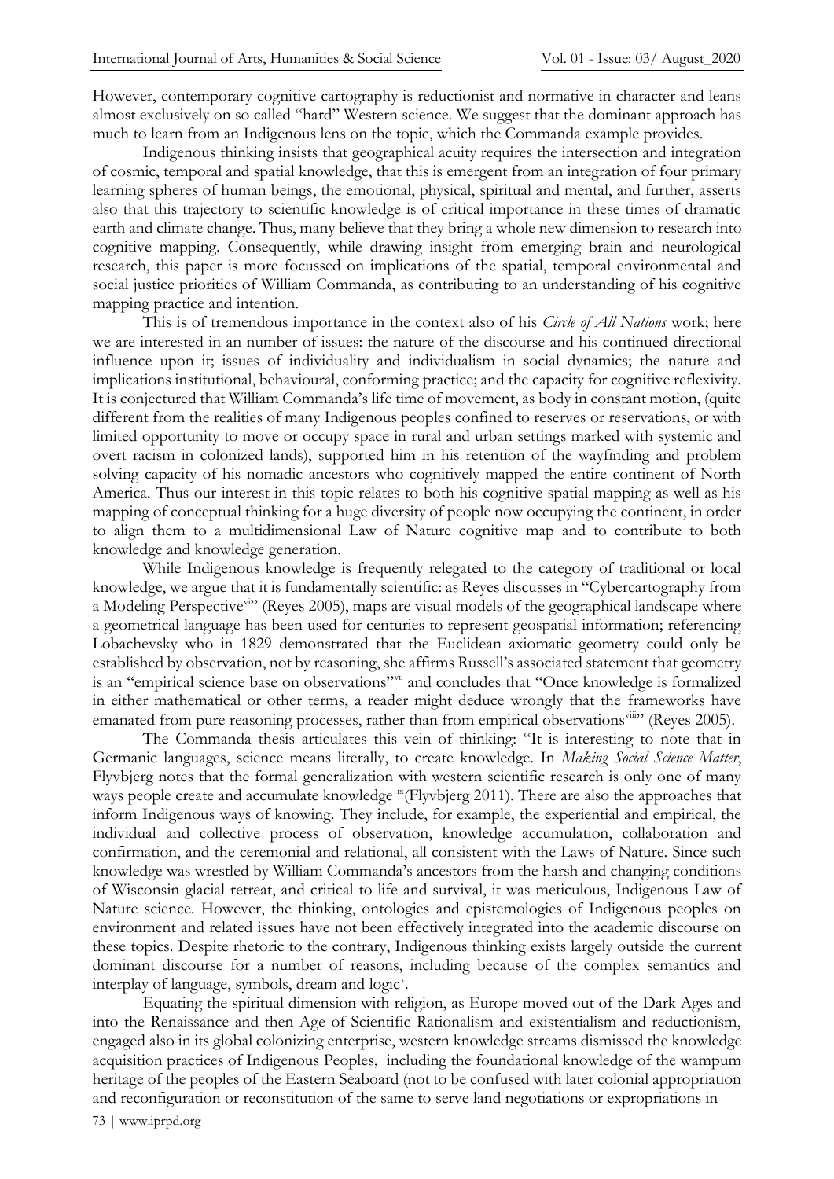However, contemporary cognitive cartography is reductionist and normative in character and leans almost exclusively on so called "hard" Western science. We suggest that the dominant approach has much to learn from an Indigenous lens on the topic, which the Commanda example provides.

Indigenous thinking insists that geographical acuity requires the intersection and integration of cosmic, temporal and spatial knowledge, that this is emergent from an integration of four primary learning spheres of human beings, the emotional, physical, spiritual and mental, and further, asserts also that this trajectory to scientific knowledge is of critical importance in these times of dramatic earth and climate change. Thus, many believe that they bring a whole new dimension to research into cognitive mapping. Consequently, while drawing insight from emerging brain and neurological research, this paper is more focussed on implications of the spatial, temporal environmental and social justice priorities of William Commanda, as contributing to an understanding of his cognitive mapping practice and intention.

This is of tremendous importance in the context also of his *Circle of All Nations* work; here we are interested in an number of issues: the nature of the discourse and his continued directional influence upon it; issues of individuality and individualism in social dynamics; the nature and implications institutional, behavioural, conforming practice; and the capacity for cognitive reflexivity. It is conjectured that William Commanda's life time of movement, as body in constant motion, (quite different from the realities of many Indigenous peoples confined to reserves or reservations, or with limited opportunity to move or occupy space in rural and urban settings marked with systemic and overt racism in colonized lands), supported him in his retention of the wayfinding and problem solving capacity of his nomadic ancestors who cognitively mapped the entire continent of North America. Thus our interest in this topic relates to both his cognitive spatial mapping as well as his mapping of conceptual thinking for a huge diversity of people now occupying the continent, in order to align them to a multidimensional Law of Nature cognitive map and to contribute to both knowledge and knowledge generation.

While Indigenous knowledge is frequently relegated to the category of traditional or local knowledge, we argue that it is fundamentally scientific: as Reyes discusses in "Cybercartography from a Modeling Perspective[vi]" (Reyes 2005), maps are visual models of the geographical landscape where a geometrical language has been used for centuries to represent geospatial information; referencing Lobachevsky who in 1829 demonstrated that the Euclidean axiomatic geometry could only be established by observation, not by reasoning, she affirms Russell's associated statement that geometry is an "empirical science base on observations"[vii] and concludes that "Once knowledge is formalized in either mathematical or other terms, a reader might deduce wrongly that the frameworks have emanated from pure reasoning processes, rather than from empirical observations[viii]" (Reyes 2005).

The Commanda thesis articulates this vein of thinking: "It is interesting to note that in Germanic languages, science means literally, to create knowledge. In *Making Social Science Matter*, Flyvbjerg notes that the formal generalization with western scientific research is only one of many ways people create and accumulate knowledge [ix](Flyvbjerg 2011). There are also the approaches that inform Indigenous ways of knowing. They include, for example, the experiential and empirical, the individual and collective process of observation, knowledge accumulation, collaboration and confirmation, and the ceremonial and relational, all consistent with the Laws of Nature. Since such knowledge was wrestled by William Commanda's ancestors from the harsh and changing conditions of Wisconsin glacial retreat, and critical to life and survival, it was meticulous, Indigenous Law of Nature science. However, the thinking, ontologies and epistemologies of Indigenous peoples on environment and related issues have not been effectively integrated into the academic discourse on these topics. Despite rhetoric to the contrary, Indigenous thinking exists largely outside the current dominant discourse for a number of reasons, including because of the complex semantics and interplay of language, symbols, dream and logic[x].

Equating the spiritual dimension with religion, as Europe moved out of the Dark Ages and into the Renaissance and then Age of Scientific Rationalism and existentialism and reductionism, engaged also in its global colonizing enterprise, western knowledge streams dismissed the knowledge acquisition practices of Indigenous Peoples, including the foundational knowledge of the wampum heritage of the peoples of the Eastern Seaboard (not to be confused with later colonial appropriation and reconfiguration or reconstitution of the same to serve land negotiations or expropriations in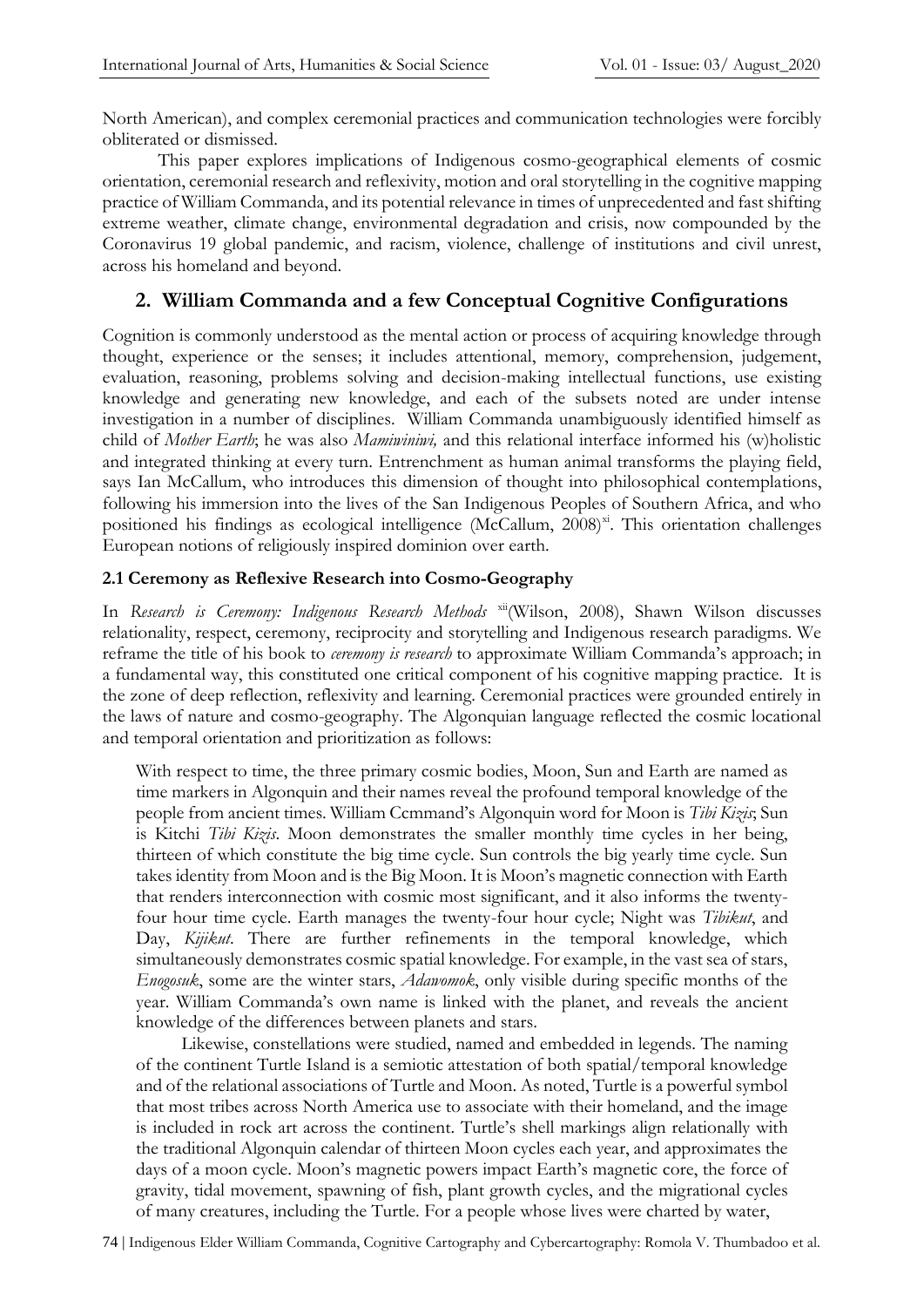North American), and complex ceremonial practices and communication technologies were forcibly obliterated or dismissed.

This paper explores implications of Indigenous cosmo-geographical elements of cosmic orientation, ceremonial research and reflexivity, motion and oral storytelling in the cognitive mapping practice of William Commanda, and its potential relevance in times of unprecedented and fast shifting extreme weather, climate change, environmental degradation and crisis, now compounded by the Coronavirus 19 global pandemic, and racism, violence, challenge of institutions and civil unrest, across his homeland and beyond.

## 2. William Commanda and a few Conceptual Cognitive Configurations

Cognition is commonly understood as the mental action or process of acquiring knowledge through thought, experience or the senses; it includes attentional, memory, comprehension, judgement, evaluation, reasoning, problems solving and decision-making intellectual functions, use existing knowledge and generating new knowledge, and each of the subsets noted are under intense investigation in a number of disciplines. William Commanda unambiguously identified himself as child of *Mother Earth*; he was also *Mamiwiniwi,* and this relational interface informed his (w)holistic and integrated thinking at every turn. Entrenchment as human animal transforms the playing field, says Ian McCallum, who introduces this dimension of thought into philosophical contemplations, following his immersion into the lives of the San Indigenous Peoples of Southern Africa, and who positioned his findings as ecological intelligence (McCallum, 2008)[xi]. This orientation challenges European notions of religiously inspired dominion over earth.

### 2.1 Ceremony as Reflexive Research into Cosmo-Geography

In *Research is Ceremony: Indigenous Research Methods* [xii](Wilson, 2008), Shawn Wilson discusses relationality, respect, ceremony, reciprocity and storytelling and Indigenous research paradigms. We reframe the title of his book to *ceremony is research* to approximate William Commanda's approach; in a fundamental way, this constituted one critical component of his cognitive mapping practice. It is the zone of deep reflection, reflexivity and learning. Ceremonial practices were grounded entirely in the laws of nature and cosmo-geography. The Algonquian language reflected the cosmic locational and temporal orientation and prioritization as follows:

> With respect to time, the three primary cosmic bodies, Moon, Sun and Earth are named as time markers in Algonquin and their names reveal the profound temporal knowledge of the people from ancient times. William Ccmmand's Algonquin word for Moon is *Tibi Kizis*; Sun is Kitchi *Tibi Kizis*. Moon demonstrates the smaller monthly time cycles in her being, thirteen of which constitute the big time cycle. Sun controls the big yearly time cycle. Sun takes identity from Moon and is the Big Moon. It is Moon's magnetic connection with Earth that renders interconnection with cosmic most significant, and it also informs the twenty-four hour time cycle. Earth manages the twenty-four hour cycle; Night was *Tibikut*, and Day, *Kijikut*. There are further refinements in the temporal knowledge, which simultaneously demonstrates cosmic spatial knowledge. For example, in the vast sea of stars, *Enogosuk*, some are the winter stars, *Adawomok*, only visible during specific months of the year. William Commanda's own name is linked with the planet, and reveals the ancient knowledge of the differences between planets and stars.
>
> Likewise, constellations were studied, named and embedded in legends. The naming of the continent Turtle Island is a semiotic attestation of both spatial/temporal knowledge and of the relational associations of Turtle and Moon. As noted, Turtle is a powerful symbol that most tribes across North America use to associate with their homeland, and the image is included in rock art across the continent. Turtle's shell markings align relationally with the traditional Algonquin calendar of thirteen Moon cycles each year, and approximates the days of a moon cycle. Moon's magnetic powers impact Earth's magnetic core, the force of gravity, tidal movement, spawning of fish, plant growth cycles, and the migrational cycles of many creatures, including the Turtle. For a people whose lives were charted by water,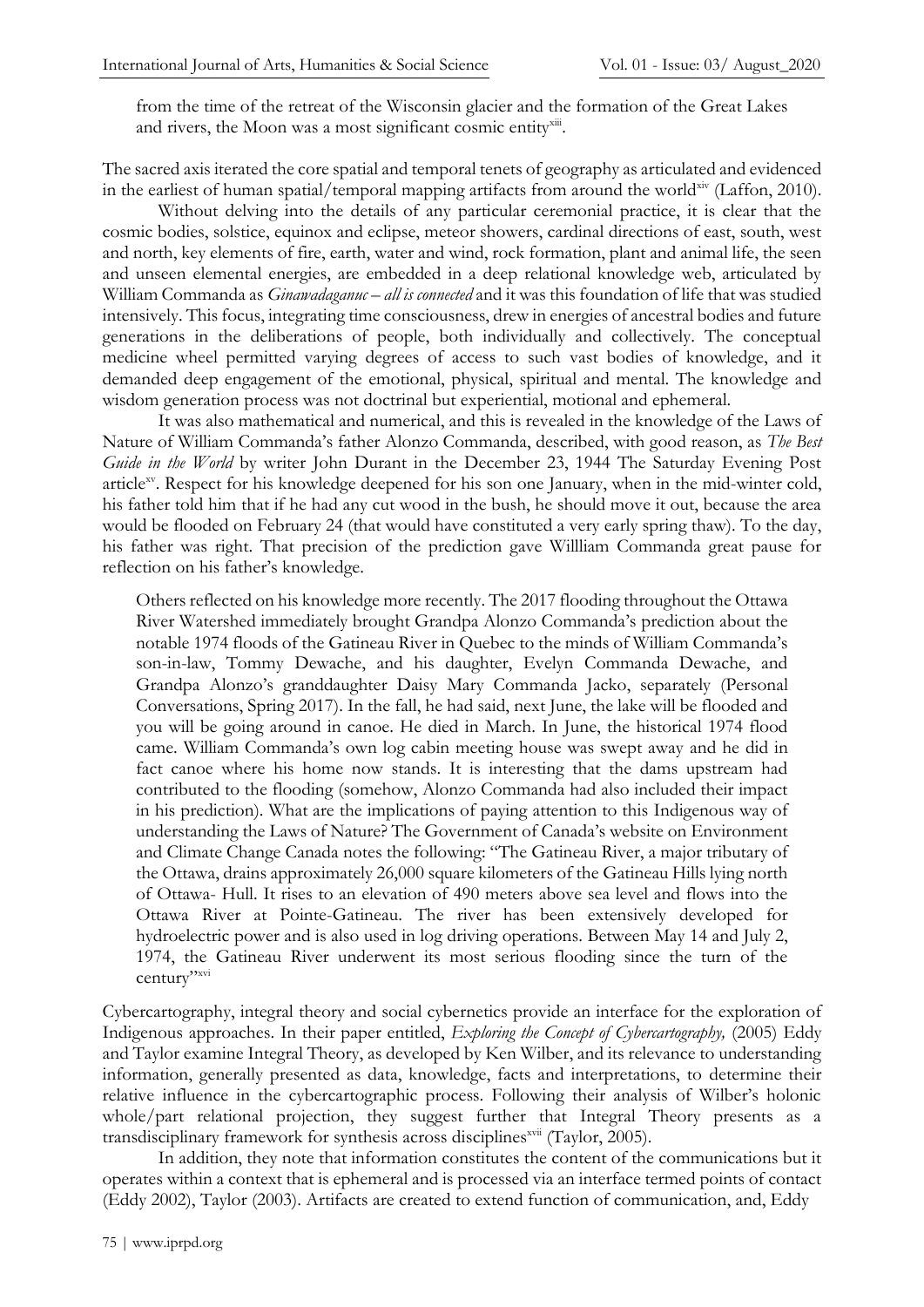> from the time of the retreat of the Wisconsin glacier and the formation of the Great Lakes and rivers, the Moon was a most significant cosmic entity[xiii].

The sacred axis iterated the core spatial and temporal tenets of geography as articulated and evidenced in the earliest of human spatial/temporal mapping artifacts from around the world[xiv] (Laffon, 2010).

Without delving into the details of any particular ceremonial practice, it is clear that the cosmic bodies, solstice, equinox and eclipse, meteor showers, cardinal directions of east, south, west and north, key elements of fire, earth, water and wind, rock formation, plant and animal life, the seen and unseen elemental energies, are embedded in a deep relational knowledge web, articulated by William Commanda as *Ginawadaganuc – all is connected* and it was this foundation of life that was studied intensively. This focus, integrating time consciousness, drew in energies of ancestral bodies and future generations in the deliberations of people, both individually and collectively. The conceptual medicine wheel permitted varying degrees of access to such vast bodies of knowledge, and it demanded deep engagement of the emotional, physical, spiritual and mental. The knowledge and wisdom generation process was not doctrinal but experiential, motional and ephemeral.

It was also mathematical and numerical, and this is revealed in the knowledge of the Laws of Nature of William Commanda's father Alonzo Commanda, described, with good reason, as *The Best Guide in the World* by writer John Durant in the December 23, 1944 The Saturday Evening Post article[xv]. Respect for his knowledge deepened for his son one January, when in the mid-winter cold, his father told him that if he had any cut wood in the bush, he should move it out, because the area would be flooded on February 24 (that would have constituted a very early spring thaw). To the day, his father was right. That precision of the prediction gave Willliam Commanda great pause for reflection on his father's knowledge.

> Others reflected on his knowledge more recently. The 2017 flooding throughout the Ottawa River Watershed immediately brought Grandpa Alonzo Commanda's prediction about the notable 1974 floods of the Gatineau River in Quebec to the minds of William Commanda's son-in-law, Tommy Dewache, and his daughter, Evelyn Commanda Dewache, and Grandpa Alonzo's granddaughter Daisy Mary Commanda Jacko, separately (Personal Conversations, Spring 2017). In the fall, he had said, next June, the lake will be flooded and you will be going around in canoe. He died in March. In June, the historical 1974 flood came. William Commanda's own log cabin meeting house was swept away and he did in fact canoe where his home now stands. It is interesting that the dams upstream had contributed to the flooding (somehow, Alonzo Commanda had also included their impact in his prediction). What are the implications of paying attention to this Indigenous way of understanding the Laws of Nature? The Government of Canada's website on Environment and Climate Change Canada notes the following: "The Gatineau River, a major tributary of the Ottawa, drains approximately 26,000 square kilometers of the Gatineau Hills lying north of Ottawa- Hull. It rises to an elevation of 490 meters above sea level and flows into the Ottawa River at Pointe-Gatineau. The river has been extensively developed for hydroelectric power and is also used in log driving operations. Between May 14 and July 2, 1974, the Gatineau River underwent its most serious flooding since the turn of the century"[xvi]

Cybercartography, integral theory and social cybernetics provide an interface for the exploration of Indigenous approaches. In their paper entitled, *Exploring the Concept of Cybercartography,* (2005) Eddy and Taylor examine Integral Theory, as developed by Ken Wilber, and its relevance to understanding information, generally presented as data, knowledge, facts and interpretations, to determine their relative influence in the cybercartographic process. Following their analysis of Wilber's holonic whole/part relational projection, they suggest further that Integral Theory presents as a transdisciplinary framework for synthesis across disciplines[xvii] (Taylor, 2005).

In addition, they note that information constitutes the content of the communications but it operates within a context that is ephemeral and is processed via an interface termed points of contact (Eddy 2002), Taylor (2003). Artifacts are created to extend function of communication, and, Eddy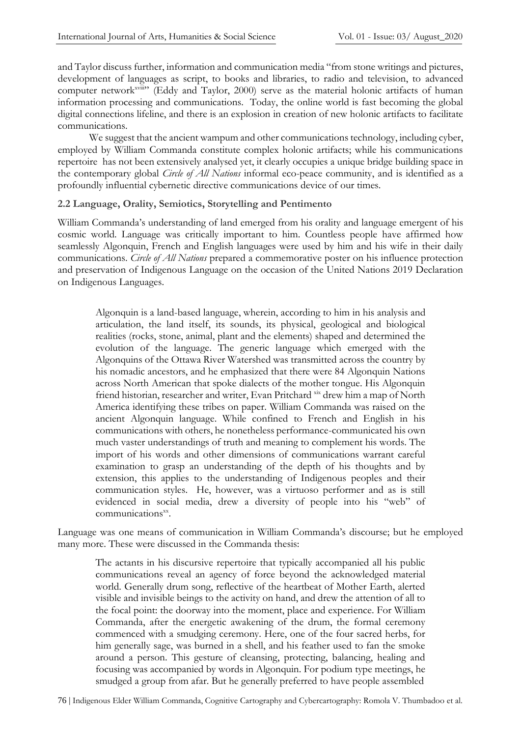and Taylor discuss further, information and communication media "from stone writings and pictures, development of languages as script, to books and libraries, to radio and television, to advanced computer network[xviii]" (Eddy and Taylor, 2000) serve as the material holonic artifacts of human information processing and communications. Today, the online world is fast becoming the global digital connections lifeline, and there is an explosion in creation of new holonic artifacts to facilitate communications.

We suggest that the ancient wampum and other communications technology, including cyber, employed by William Commanda constitute complex holonic artifacts; while his communications repertoire has not been extensively analysed yet, it clearly occupies a unique bridge building space in the contemporary global *Circle of All Nations* informal eco-peace community, and is identified as a profoundly influential cybernetic directive communications device of our times.

### 2.2 Language, Orality, Semiotics, Storytelling and Pentimento

William Commanda's understanding of land emerged from his orality and language emergent of his cosmic world. Language was critically important to him. Countless people have affirmed how seamlessly Algonquin, French and English languages were used by him and his wife in their daily communications. *Circle of All Nations* prepared a commemorative poster on his influence protection and preservation of Indigenous Language on the occasion of the United Nations 2019 Declaration on Indigenous Languages.

> Algonquin is a land-based language, wherein, according to him in his analysis and articulation, the land itself, its sounds, its physical, geological and biological realities (rocks, stone, animal, plant and the elements) shaped and determined the evolution of the language. The generic language which emerged with the Algonquins of the Ottawa River Watershed was transmitted across the country by his nomadic ancestors, and he emphasized that there were 84 Algonquin Nations across North American that spoke dialects of the mother tongue. His Algonquin friend historian, researcher and writer, Evan Pritchard [xix] drew him a map of North America identifying these tribes on paper. William Commanda was raised on the ancient Algonquin language. While confined to French and English in his communications with others, he nonetheless performance-communicated his own much vaster understandings of truth and meaning to complement his words. The import of his words and other dimensions of communications warrant careful examination to grasp an understanding of the depth of his thoughts and by extension, this applies to the understanding of Indigenous peoples and their communication styles. He, however, was a virtuoso performer and as is still evidenced in social media, drew a diversity of people into his "web" of communications[xx].

Language was one means of communication in William Commanda's discourse; but he employed many more. These were discussed in the Commanda thesis:

> The actants in his discursive repertoire that typically accompanied all his public communications reveal an agency of force beyond the acknowledged material world. Generally drum song, reflective of the heartbeat of Mother Earth, alerted visible and invisible beings to the activity on hand, and drew the attention of all to the focal point: the doorway into the moment, place and experience. For William Commanda, after the energetic awakening of the drum, the formal ceremony commenced with a smudging ceremony. Here, one of the four sacred herbs, for him generally sage, was burned in a shell, and his feather used to fan the smoke around a person. This gesture of cleansing, protecting, balancing, healing and focusing was accompanied by words in Algonquin. For podium type meetings, he smudged a group from afar. But he generally preferred to have people assembled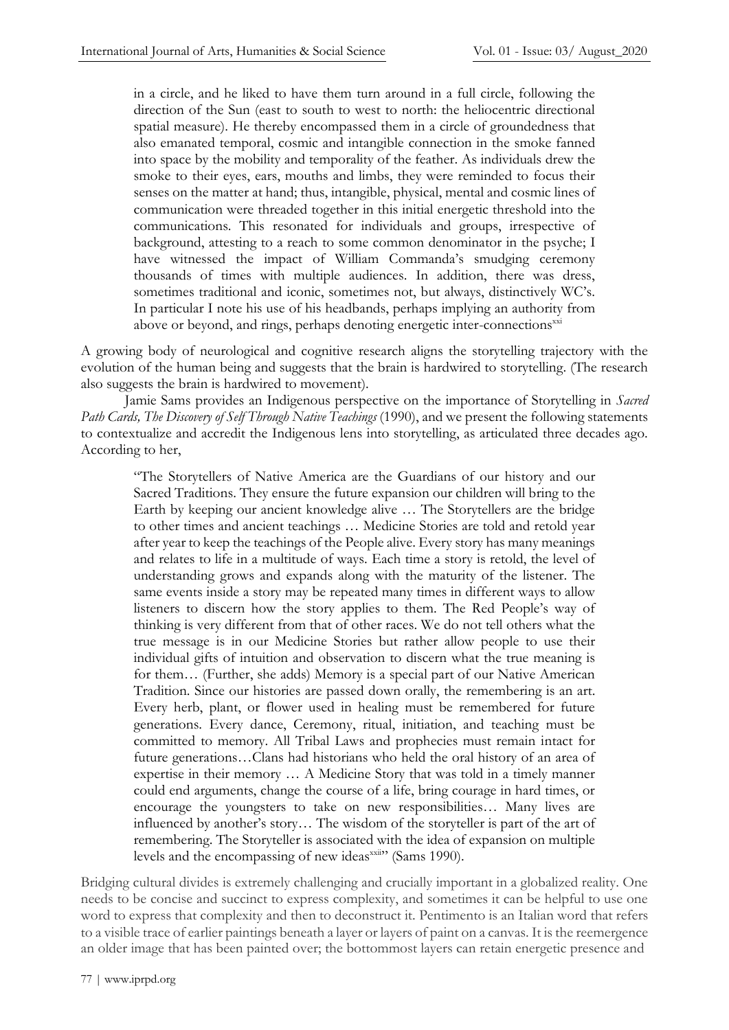> in a circle, and he liked to have them turn around in a full circle, following the direction of the Sun (east to south to west to north: the heliocentric directional spatial measure). He thereby encompassed them in a circle of groundedness that also emanated temporal, cosmic and intangible connection in the smoke fanned into space by the mobility and temporality of the feather. As individuals drew the smoke to their eyes, ears, mouths and limbs, they were reminded to focus their senses on the matter at hand; thus, intangible, physical, mental and cosmic lines of communication were threaded together in this initial energetic threshold into the communications. This resonated for individuals and groups, irrespective of background, attesting to a reach to some common denominator in the psyche; I have witnessed the impact of William Commanda's smudging ceremony thousands of times with multiple audiences. In addition, there was dress, sometimes traditional and iconic, sometimes not, but always, distinctively WC's. In particular I note his use of his headbands, perhaps implying an authority from above or beyond, and rings, perhaps denoting energetic inter-connections[xxi]

A growing body of neurological and cognitive research aligns the storytelling trajectory with the evolution of the human being and suggests that the brain is hardwired to storytelling. (The research also suggests the brain is hardwired to movement).

Jamie Sams provides an Indigenous perspective on the importance of Storytelling in *Sacred Path Cards, The Discovery of Self Through Native Teachings* (1990), and we present the following statements to contextualize and accredit the Indigenous lens into storytelling, as articulated three decades ago. According to her,

> "The Storytellers of Native America are the Guardians of our history and our Sacred Traditions. They ensure the future expansion our children will bring to the Earth by keeping our ancient knowledge alive … The Storytellers are the bridge to other times and ancient teachings … Medicine Stories are told and retold year after year to keep the teachings of the People alive. Every story has many meanings and relates to life in a multitude of ways. Each time a story is retold, the level of understanding grows and expands along with the maturity of the listener. The same events inside a story may be repeated many times in different ways to allow listeners to discern how the story applies to them. The Red People's way of thinking is very different from that of other races. We do not tell others what the true message is in our Medicine Stories but rather allow people to use their individual gifts of intuition and observation to discern what the true meaning is for them… (Further, she adds) Memory is a special part of our Native American Tradition. Since our histories are passed down orally, the remembering is an art. Every herb, plant, or flower used in healing must be remembered for future generations. Every dance, Ceremony, ritual, initiation, and teaching must be committed to memory. All Tribal Laws and prophecies must remain intact for future generations…Clans had historians who held the oral history of an area of expertise in their memory … A Medicine Story that was told in a timely manner could end arguments, change the course of a life, bring courage in hard times, or encourage the youngsters to take on new responsibilities… Many lives are influenced by another's story… The wisdom of the storyteller is part of the art of remembering. The Storyteller is associated with the idea of expansion on multiple levels and the encompassing of new ideas[xxii]" (Sams 1990).

Bridging cultural divides is extremely challenging and crucially important in a globalized reality. One needs to be concise and succinct to express complexity, and sometimes it can be helpful to use one word to express that complexity and then to deconstruct it. Pentimento is an Italian word that refers to a visible trace of earlier paintings beneath a layer or layers of paint on a canvas. It is the reemergence an older image that has been painted over; the bottommost layers can retain energetic presence and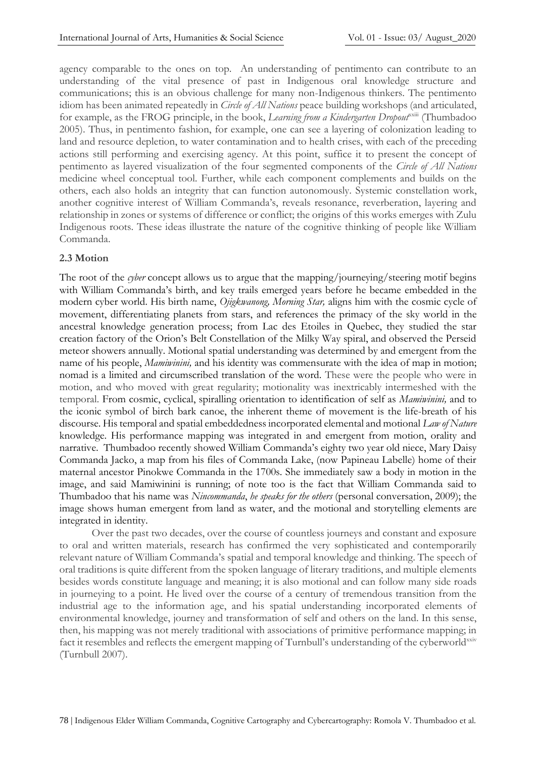agency comparable to the ones on top. An understanding of pentimento can contribute to an understanding of the vital presence of past in Indigenous oral knowledge structure and communications; this is an obvious challenge for many non-Indigenous thinkers. The pentimento idiom has been animated repeatedly in *Circle of All Nations* peace building workshops (and articulated, for example, as the FROG principle, in the book, *Learning from a Kindergarten Dropout*[xxiii] (Thumbadoo 2005). Thus, in pentimento fashion, for example, one can see a layering of colonization leading to land and resource depletion, to water contamination and to health crises, with each of the preceding actions still performing and exercising agency. At this point, suffice it to present the concept of pentimento as layered visualization of the four segmented components of the *Circle of All Nations* medicine wheel conceptual tool. Further, while each component complements and builds on the others, each also holds an integrity that can function autonomously. Systemic constellation work, another cognitive interest of William Commanda's, reveals resonance, reverberation, layering and relationship in zones or systems of difference or conflict; the origins of this works emerges with Zulu Indigenous roots. These ideas illustrate the nature of the cognitive thinking of people like William Commanda.

### 2.3 Motion

The root of the *cyber* concept allows us to argue that the mapping/journeying/steering motif begins with William Commanda's birth, and key trails emerged years before he became embedded in the modern cyber world. His birth name, *Ojigkwanong, Morning Star,* aligns him with the cosmic cycle of movement, differentiating planets from stars, and references the primacy of the sky world in the ancestral knowledge generation process; from Lac des Etoiles in Quebec, they studied the star creation factory of the Orion's Belt Constellation of the Milky Way spiral, and observed the Perseid meteor showers annually. Motional spatial understanding was determined by and emergent from the name of his people, *Mamiwinini,* and his identity was commensurate with the idea of map in motion; nomad is a limited and circumscribed translation of the word. These were the people who were in motion, and who moved with great regularity; motionality was inextricably intermeshed with the temporal. From cosmic, cyclical, spiralling orientation to identification of self as *Mamiwinini,* and to the iconic symbol of birch bark canoe, the inherent theme of movement is the life-breath of his discourse. His temporal and spatial embeddedness incorporated elemental and motional *Law of Nature* knowledge. His performance mapping was integrated in and emergent from motion, orality and narrative. Thumbadoo recently showed William Commanda's eighty two year old niece, Mary Daisy Commanda Jacko, a map from his files of Commanda Lake, (now Papineau Labelle) home of their maternal ancestor Pinokwe Commanda in the 1700s. She immediately saw a body in motion in the image, and said Mamiwinini is running; of note too is the fact that William Commanda said to Thumbadoo that his name was *Nincommanda*, *he speaks for the others* (personal conversation, 2009); the image shows human emergent from land as water, and the motional and storytelling elements are integrated in identity.

Over the past two decades, over the course of countless journeys and constant and exposure to oral and written materials, research has confirmed the very sophisticated and contemporarily relevant nature of William Commanda's spatial and temporal knowledge and thinking. The speech of oral traditions is quite different from the spoken language of literary traditions, and multiple elements besides words constitute language and meaning; it is also motional and can follow many side roads in journeying to a point. He lived over the course of a century of tremendous transition from the industrial age to the information age, and his spatial understanding incorporated elements of environmental knowledge, journey and transformation of self and others on the land. In this sense, then, his mapping was not merely traditional with associations of primitive performance mapping; in fact it resembles and reflects the emergent mapping of Turnbull's understanding of the cyberworld[xxiv] (Turnbull 2007).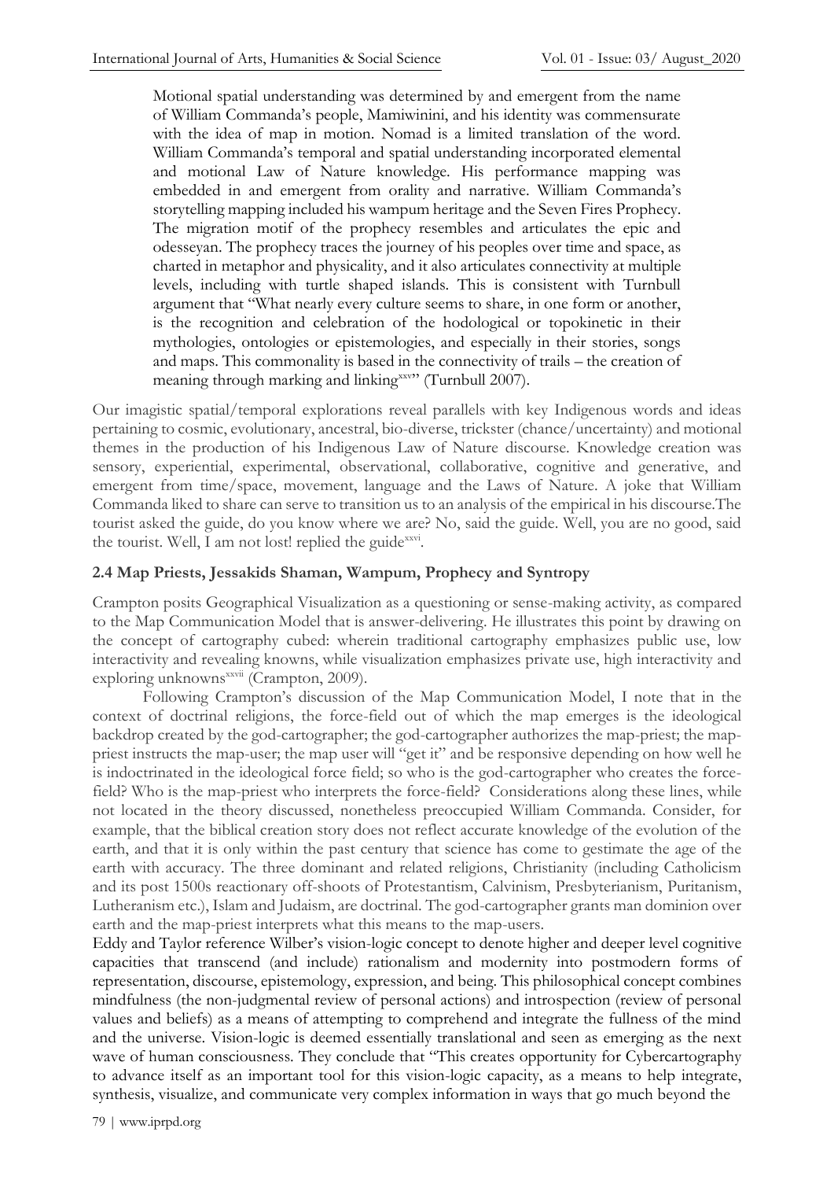> Motional spatial understanding was determined by and emergent from the name of William Commanda's people, Mamiwinini, and his identity was commensurate with the idea of map in motion. Nomad is a limited translation of the word. William Commanda's temporal and spatial understanding incorporated elemental and motional Law of Nature knowledge. His performance mapping was embedded in and emergent from orality and narrative. William Commanda's storytelling mapping included his wampum heritage and the Seven Fires Prophecy. The migration motif of the prophecy resembles and articulates the epic and odesseyan. The prophecy traces the journey of his peoples over time and space, as charted in metaphor and physicality, and it also articulates connectivity at multiple levels, including with turtle shaped islands. This is consistent with Turnbull argument that "What nearly every culture seems to share, in one form or another, is the recognition and celebration of the hodological or topokinetic in their mythologies, ontologies or epistemologies, and especially in their stories, songs and maps. This commonality is based in the connectivity of trails – the creation of meaning through marking and linking[xxv]" (Turnbull 2007).

Our imagistic spatial/temporal explorations reveal parallels with key Indigenous words and ideas pertaining to cosmic, evolutionary, ancestral, bio-diverse, trickster (chance/uncertainty) and motional themes in the production of his Indigenous Law of Nature discourse. Knowledge creation was sensory, experiential, experimental, observational, collaborative, cognitive and generative, and emergent from time/space, movement, language and the Laws of Nature. A joke that William Commanda liked to share can serve to transition us to an analysis of the empirical in his discourse.The tourist asked the guide, do you know where we are? No, said the guide. Well, you are no good, said the tourist. Well, I am not lost! replied the guide[xxvi].

### 2.4 Map Priests, Jessakids Shaman, Wampum, Prophecy and Syntropy

Crampton posits Geographical Visualization as a questioning or sense-making activity, as compared to the Map Communication Model that is answer-delivering. He illustrates this point by drawing on the concept of cartography cubed: wherein traditional cartography emphasizes public use, low interactivity and revealing knowns, while visualization emphasizes private use, high interactivity and exploring unknowns[xxvii] (Crampton, 2009).

Following Crampton's discussion of the Map Communication Model, I note that in the context of doctrinal religions, the force-field out of which the map emerges is the ideological backdrop created by the god-cartographer; the god-cartographer authorizes the map-priest; the map-priest instructs the map-user; the map user will "get it" and be responsive depending on how well he is indoctrinated in the ideological force field; so who is the god-cartographer who creates the force-field? Who is the map-priest who interprets the force-field? Considerations along these lines, while not located in the theory discussed, nonetheless preoccupied William Commanda. Consider, for example, that the biblical creation story does not reflect accurate knowledge of the evolution of the earth, and that it is only within the past century that science has come to gestimate the age of the earth with accuracy. The three dominant and related religions, Christianity (including Catholicism and its post 1500s reactionary off-shoots of Protestantism, Calvinism, Presbyterianism, Puritanism, Lutheranism etc.), Islam and Judaism, are doctrinal. The god-cartographer grants man dominion over earth and the map-priest interprets what this means to the map-users.

Eddy and Taylor reference Wilber's vision-logic concept to denote higher and deeper level cognitive capacities that transcend (and include) rationalism and modernity into postmodern forms of representation, discourse, epistemology, expression, and being. This philosophical concept combines mindfulness (the non-judgmental review of personal actions) and introspection (review of personal values and beliefs) as a means of attempting to comprehend and integrate the fullness of the mind and the universe. Vision-logic is deemed essentially translational and seen as emerging as the next wave of human consciousness. They conclude that "This creates opportunity for Cybercartography to advance itself as an important tool for this vision-logic capacity, as a means to help integrate, synthesis, visualize, and communicate very complex information in ways that go much beyond the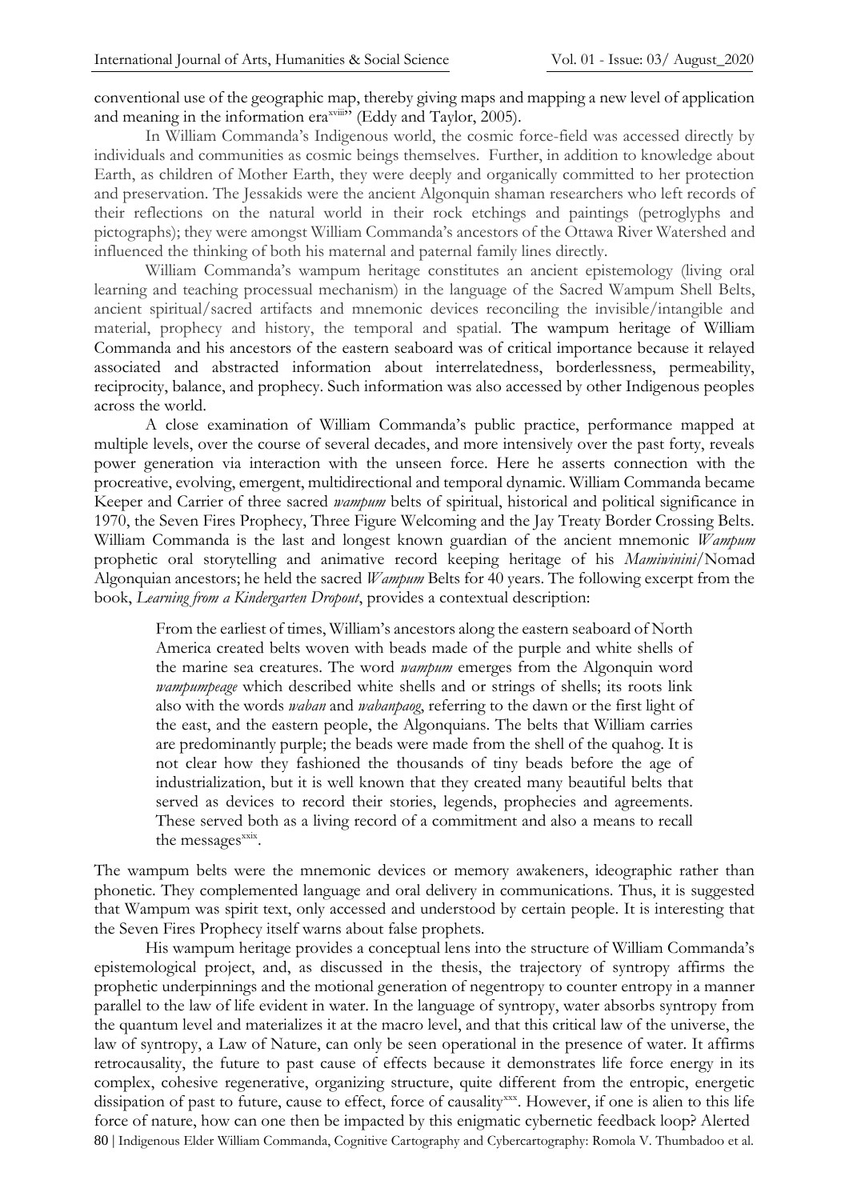conventional use of the geographic map, thereby giving maps and mapping a new level of application and meaning in the information era[xviii]" (Eddy and Taylor, 2005).

In William Commanda's Indigenous world, the cosmic force-field was accessed directly by individuals and communities as cosmic beings themselves. Further, in addition to knowledge about Earth, as children of Mother Earth, they were deeply and organically committed to her protection and preservation. The Jessakids were the ancient Algonquin shaman researchers who left records of their reflections on the natural world in their rock etchings and paintings (petroglyphs and pictographs); they were amongst William Commanda's ancestors of the Ottawa River Watershed and influenced the thinking of both his maternal and paternal family lines directly.

William Commanda's wampum heritage constitutes an ancient epistemology (living oral learning and teaching processual mechanism) in the language of the Sacred Wampum Shell Belts, ancient spiritual/sacred artifacts and mnemonic devices reconciling the invisible/intangible and material, prophecy and history, the temporal and spatial. The wampum heritage of William Commanda and his ancestors of the eastern seaboard was of critical importance because it relayed associated and abstracted information about interrelatedness, borderlessness, permeability, reciprocity, balance, and prophecy. Such information was also accessed by other Indigenous peoples across the world.

A close examination of William Commanda's public practice, performance mapped at multiple levels, over the course of several decades, and more intensively over the past forty, reveals power generation via interaction with the unseen force. Here he asserts connection with the procreative, evolving, emergent, multidirectional and temporal dynamic. William Commanda became Keeper and Carrier of three sacred *wampum* belts of spiritual, historical and political significance in 1970, the Seven Fires Prophecy, Three Figure Welcoming and the Jay Treaty Border Crossing Belts. William Commanda is the last and longest known guardian of the ancient mnemonic *Wampum* prophetic oral storytelling and animative record keeping heritage of his *Mamiwinini*/Nomad Algonquian ancestors; he held the sacred *Wampum* Belts for 40 years. The following excerpt from the book, *Learning from a Kindergarten Dropout*, provides a contextual description:

> From the earliest of times, William's ancestors along the eastern seaboard of North America created belts woven with beads made of the purple and white shells of the marine sea creatures. The word *wampum* emerges from the Algonquin word *wampumpeage* which described white shells and or strings of shells; its roots link also with the words *waban* and *wabanpaog*, referring to the dawn or the first light of the east, and the eastern people, the Algonquians. The belts that William carries are predominantly purple; the beads were made from the shell of the quahog. It is not clear how they fashioned the thousands of tiny beads before the age of industrialization, but it is well known that they created many beautiful belts that served as devices to record their stories, legends, prophecies and agreements. These served both as a living record of a commitment and also a means to recall the messages[xxix].

The wampum belts were the mnemonic devices or memory awakeners, ideographic rather than phonetic. They complemented language and oral delivery in communications. Thus, it is suggested that Wampum was spirit text, only accessed and understood by certain people. It is interesting that the Seven Fires Prophecy itself warns about false prophets.

His wampum heritage provides a conceptual lens into the structure of William Commanda's epistemological project, and, as discussed in the thesis, the trajectory of syntropy affirms the prophetic underpinnings and the motional generation of negentropy to counter entropy in a manner parallel to the law of life evident in water. In the language of syntropy, water absorbs syntropy from the quantum level and materializes it at the macro level, and that this critical law of the universe, the law of syntropy, a Law of Nature, can only be seen operational in the presence of water. It affirms retrocausality, the future to past cause of effects because it demonstrates life force energy in its complex, cohesive regenerative, organizing structure, quite different from the entropic, energetic dissipation of past to future, cause to effect, force of causality[xxx]. However, if one is alien to this life force of nature, how can one then be impacted by this enigmatic cybernetic feedback loop? Alerted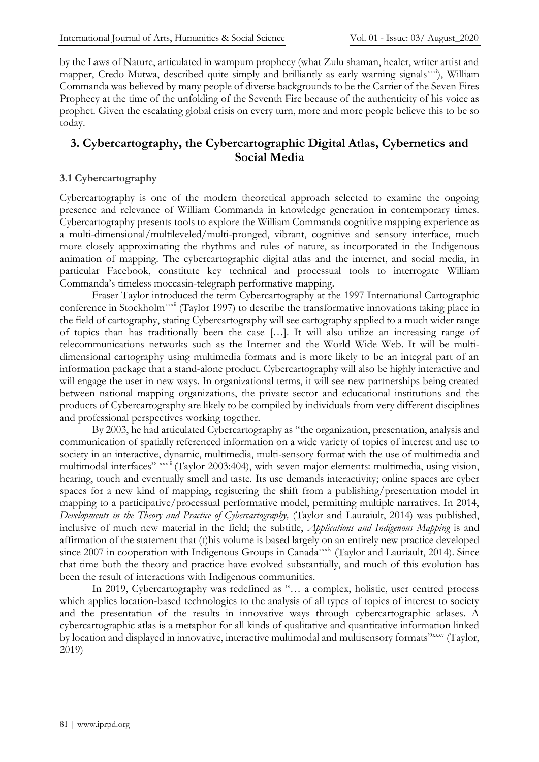by the Laws of Nature, articulated in wampum prophecy (what Zulu shaman, healer, writer artist and mapper, Credo Mutwa, described quite simply and brilliantly as early warning signals[xxxi]), William Commanda was believed by many people of diverse backgrounds to be the Carrier of the Seven Fires Prophecy at the time of the unfolding of the Seventh Fire because of the authenticity of his voice as prophet. Given the escalating global crisis on every turn, more and more people believe this to be so today.

## 3. Cybercartography, the Cybercartographic Digital Atlas, Cybernetics and Social Media

### 3.1 Cybercartography

Cybercartography is one of the modern theoretical approach selected to examine the ongoing presence and relevance of William Commanda in knowledge generation in contemporary times. Cybercartography presents tools to explore the William Commanda cognitive mapping experience as a multi-dimensional/multileveled/multi-pronged, vibrant, cognitive and sensory interface, much more closely approximating the rhythms and rules of nature, as incorporated in the Indigenous animation of mapping. The cybercartographic digital atlas and the internet, and social media, in particular Facebook, constitute key technical and processual tools to interrogate William Commanda's timeless moccasin-telegraph performative mapping.

Fraser Taylor introduced the term Cybercartography at the 1997 International Cartographic conference in Stockholm[xxxii] (Taylor 1997) to describe the transformative innovations taking place in the field of cartography, stating Cybercartography will see cartography applied to a much wider range of topics than has traditionally been the case […]. It will also utilize an increasing range of telecommunications networks such as the Internet and the World Wide Web. It will be multi-dimensional cartography using multimedia formats and is more likely to be an integral part of an information package that a stand-alone product. Cybercartography will also be highly interactive and will engage the user in new ways. In organizational terms, it will see new partnerships being created between national mapping organizations, the private sector and educational institutions and the products of Cybercartography are likely to be compiled by individuals from very different disciplines and professional perspectives working together.

By 2003, he had articulated Cybercartography as "the organization, presentation, analysis and communication of spatially referenced information on a wide variety of topics of interest and use to society in an interactive, dynamic, multimedia, multi-sensory format with the use of multimedia and multimodal interfaces" [xxxiii] (Taylor 2003:404), with seven major elements: multimedia, using vision, hearing, touch and eventually smell and taste. Its use demands interactivity; online spaces are cyber spaces for a new kind of mapping, registering the shift from a publishing/presentation model in mapping to a participative/processual performative model, permitting multiple narratives. In 2014, *Developments in the Theory and Practice of Cybercartography,* (Taylor and Lauraiult, 2014) was published, inclusive of much new material in the field; the subtitle, *Applications and Indigenous Mapping* is and affirmation of the statement that (t)his volume is based largely on an entirely new practice developed since 2007 in cooperation with Indigenous Groups in Canada[xxxiv] (Taylor and Lauriault, 2014). Since that time both the theory and practice have evolved substantially, and much of this evolution has been the result of interactions with Indigenous communities.

In 2019, Cybercartography was redefined as "… a complex, holistic, user centred process which applies location-based technologies to the analysis of all types of topics of interest to society and the presentation of the results in innovative ways through cybercartographic atlases. A cybercartographic atlas is a metaphor for all kinds of qualitative and quantitative information linked by location and displayed in innovative, interactive multimodal and multisensory formats"[xxxv] (Taylor, 2019)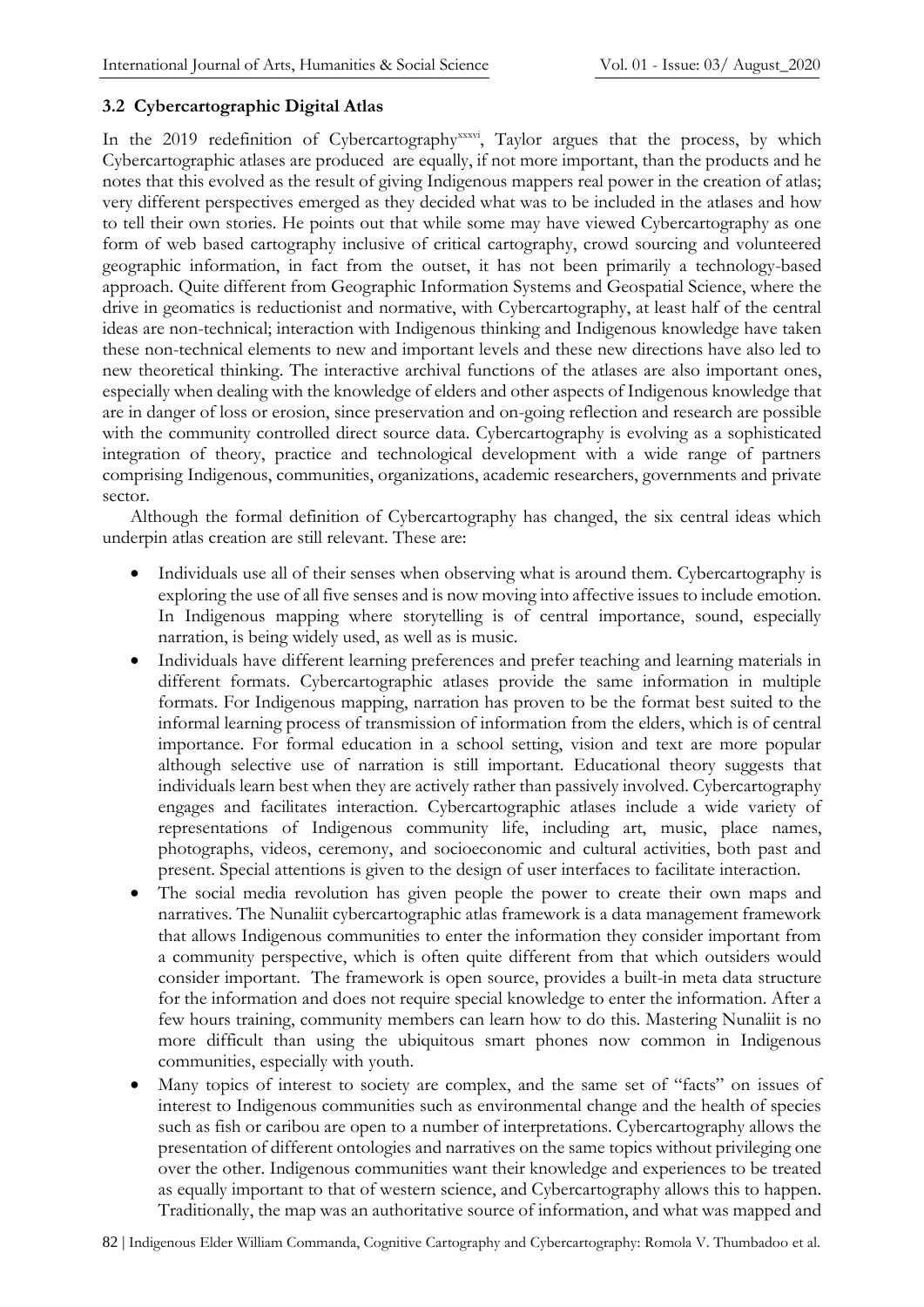### 3.2 Cybercartographic Digital Atlas

In the 2019 redefinition of Cybercartography[xxxvi], Taylor argues that the process, by which Cybercartographic atlases are produced are equally, if not more important, than the products and he notes that this evolved as the result of giving Indigenous mappers real power in the creation of atlas; very different perspectives emerged as they decided what was to be included in the atlases and how to tell their own stories. He points out that while some may have viewed Cybercartography as one form of web based cartography inclusive of critical cartography, crowd sourcing and volunteered geographic information, in fact from the outset, it has not been primarily a technology-based approach. Quite different from Geographic Information Systems and Geospatial Science, where the drive in geomatics is reductionist and normative, with Cybercartography, at least half of the central ideas are non-technical; interaction with Indigenous thinking and Indigenous knowledge have taken these non-technical elements to new and important levels and these new directions have also led to new theoretical thinking. The interactive archival functions of the atlases are also important ones, especially when dealing with the knowledge of elders and other aspects of Indigenous knowledge that are in danger of loss or erosion, since preservation and on-going reflection and research are possible with the community controlled direct source data. Cybercartography is evolving as a sophisticated integration of theory, practice and technological development with a wide range of partners comprising Indigenous, communities, organizations, academic researchers, governments and private sector.

Although the formal definition of Cybercartography has changed, the six central ideas which underpin atlas creation are still relevant. These are:

- Individuals use all of their senses when observing what is around them. Cybercartography is exploring the use of all five senses and is now moving into affective issues to include emotion. In Indigenous mapping where storytelling is of central importance, sound, especially narration, is being widely used, as well as is music.
- Individuals have different learning preferences and prefer teaching and learning materials in different formats. Cybercartographic atlases provide the same information in multiple formats. For Indigenous mapping, narration has proven to be the format best suited to the informal learning process of transmission of information from the elders, which is of central importance. For formal education in a school setting, vision and text are more popular although selective use of narration is still important. Educational theory suggests that individuals learn best when they are actively rather than passively involved. Cybercartography engages and facilitates interaction. Cybercartographic atlases include a wide variety of representations of Indigenous community life, including art, music, place names, photographs, videos, ceremony, and socioeconomic and cultural activities, both past and present. Special attentions is given to the design of user interfaces to facilitate interaction.
- The social media revolution has given people the power to create their own maps and narratives. The Nunaliit cybercartographic atlas framework is a data management framework that allows Indigenous communities to enter the information they consider important from a community perspective, which is often quite different from that which outsiders would consider important. The framework is open source, provides a built-in meta data structure for the information and does not require special knowledge to enter the information. After a few hours training, community members can learn how to do this. Mastering Nunaliit is no more difficult than using the ubiquitous smart phones now common in Indigenous communities, especially with youth.
- Many topics of interest to society are complex, and the same set of "facts" on issues of interest to Indigenous communities such as environmental change and the health of species such as fish or caribou are open to a number of interpretations. Cybercartography allows the presentation of different ontologies and narratives on the same topics without privileging one over the other. Indigenous communities want their knowledge and experiences to be treated as equally important to that of western science, and Cybercartography allows this to happen. Traditionally, the map was an authoritative source of information, and what was mapped and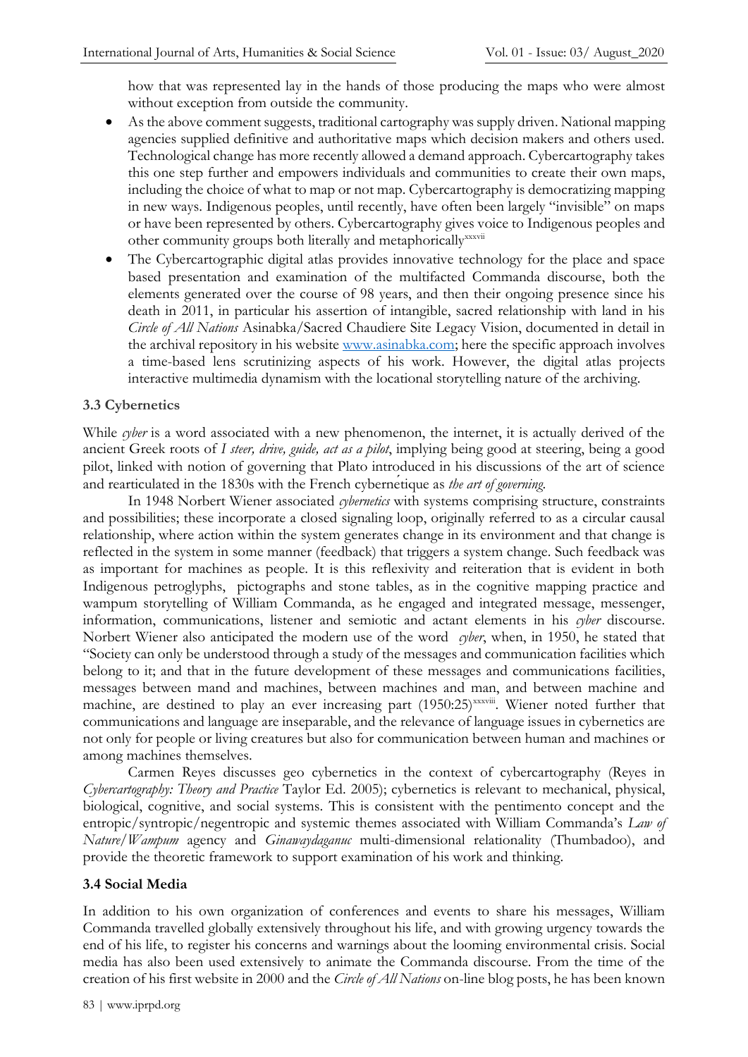how that was represented lay in the hands of those producing the maps who were almost without exception from outside the community.

- As the above comment suggests, traditional cartography was supply driven. National mapping agencies supplied definitive and authoritative maps which decision makers and others used. Technological change has more recently allowed a demand approach. Cybercartography takes this one step further and empowers individuals and communities to create their own maps, including the choice of what to map or not map. Cybercartography is democratizing mapping in new ways. Indigenous peoples, until recently, have often been largely "invisible" on maps or have been represented by others. Cybercartography gives voice to Indigenous peoples and other community groups both literally and metaphorically[xxxvii]
- The Cybercartographic digital atlas provides innovative technology for the place and space based presentation and examination of the multifacted Commanda discourse, both the elements generated over the course of 98 years, and then their ongoing presence since his death in 2011, in particular his assertion of intangible, sacred relationship with land in his *Circle of All Nations* Asinabka/Sacred Chaudiere Site Legacy Vision, documented in detail in the archival repository in his website www.asinabka.com; here the specific approach involves a time-based lens scrutinizing aspects of his work. However, the digital atlas projects interactive multimedia dynamism with the locational storytelling nature of the archiving.

### 3.3 Cybernetics

While *cyber* is a word associated with a new phenomenon, the internet, it is actually derived of the ancient Greek roots of *I steer, drive, guide, act as a pilot*, implying being good at steering, being a good pilot, linked with notion of governing that Plato introduced in his discussions of the art of science and rearticulated in the 1830s with the French cybernétique as *the art of governing.*

In 1948 Norbert Wiener associated *cybernetics* with systems comprising structure, constraints and possibilities; these incorporate a closed signaling loop, originally referred to as a circular causal relationship, where action within the system generates change in its environment and that change is reflected in the system in some manner (feedback) that triggers a system change. Such feedback was as important for machines as people. It is this reflexivity and reiteration that is evident in both Indigenous petroglyphs, pictographs and stone tables, as in the cognitive mapping practice and wampum storytelling of William Commanda, as he engaged and integrated message, messenger, information, communications, listener and semiotic and actant elements in his *cyber* discourse. Norbert Wiener also anticipated the modern use of the word *cyber*, when, in 1950, he stated that "Society can only be understood through a study of the messages and communication facilities which belong to it; and that in the future development of these messages and communications facilities, messages between mand and machines, between machines and man, and between machine and machine, are destined to play an ever increasing part (1950:25)[xxxviii]. Wiener noted further that communications and language are inseparable, and the relevance of language issues in cybernetics are not only for people or living creatures but also for communication between human and machines or among machines themselves.

Carmen Reyes discusses geo cybernetics in the context of cybercartography (Reyes in *Cybercartography: Theory and Practice* Taylor Ed. 2005); cybernetics is relevant to mechanical, physical, biological, cognitive, and social systems. This is consistent with the pentimento concept and the entropic/syntropic/negentropic and systemic themes associated with William Commanda's *Law of Nature/Wampum* agency and *Ginawaydaganuc* multi-dimensional relationality (Thumbadoo), and provide the theoretic framework to support examination of his work and thinking.

### 3.4 Social Media

In addition to his own organization of conferences and events to share his messages, William Commanda travelled globally extensively throughout his life, and with growing urgency towards the end of his life, to register his concerns and warnings about the looming environmental crisis. Social media has also been used extensively to animate the Commanda discourse. From the time of the creation of his first website in 2000 and the *Circle of All Nations* on-line blog posts, he has been known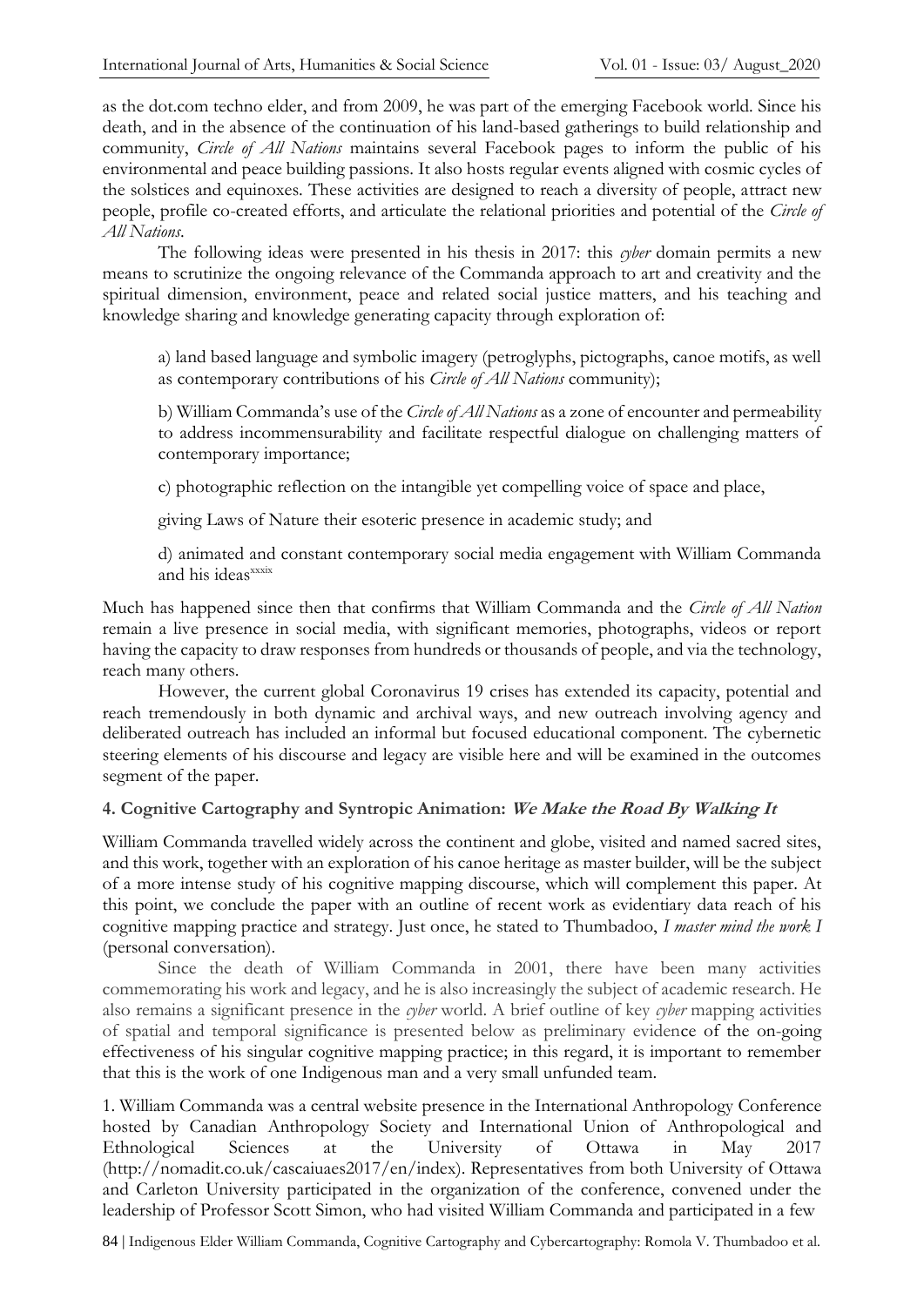as the dot.com techno elder, and from 2009, he was part of the emerging Facebook world. Since his death, and in the absence of the continuation of his land-based gatherings to build relationship and community, *Circle of All Nations* maintains several Facebook pages to inform the public of his environmental and peace building passions. It also hosts regular events aligned with cosmic cycles of the solstices and equinoxes. These activities are designed to reach a diversity of people, attract new people, profile co-created efforts, and articulate the relational priorities and potential of the *Circle of All Nations*.

The following ideas were presented in his thesis in 2017: this *cyber* domain permits a new means to scrutinize the ongoing relevance of the Commanda approach to art and creativity and the spiritual dimension, environment, peace and related social justice matters, and his teaching and knowledge sharing and knowledge generating capacity through exploration of:

a) land based language and symbolic imagery (petroglyphs, pictographs, canoe motifs, as well as contemporary contributions of his *Circle of All Nations* community);

b) William Commanda's use of the *Circle of All Nations* as a zone of encounter and permeability to address incommensurability and facilitate respectful dialogue on challenging matters of contemporary importance;

c) photographic reflection on the intangible yet compelling voice of space and place,

giving Laws of Nature their esoteric presence in academic study; and

d) animated and constant contemporary social media engagement with William Commanda and his ideas[xxxix]

Much has happened since then that confirms that William Commanda and the *Circle of All Nation* remain a live presence in social media, with significant memories, photographs, videos or report having the capacity to draw responses from hundreds or thousands of people, and via the technology, reach many others.

However, the current global Coronavirus 19 crises has extended its capacity, potential and reach tremendously in both dynamic and archival ways, and new outreach involving agency and deliberated outreach has included an informal but focused educational component. The cybernetic steering elements of his discourse and legacy are visible here and will be examined in the outcomes segment of the paper.

## 4. Cognitive Cartography and Syntropic Animation: *We Make the Road By Walking It*

William Commanda travelled widely across the continent and globe, visited and named sacred sites, and this work, together with an exploration of his canoe heritage as master builder, will be the subject of a more intense study of his cognitive mapping discourse, which will complement this paper. At this point, we conclude the paper with an outline of recent work as evidentiary data reach of his cognitive mapping practice and strategy. Just once, he stated to Thumbadoo, *I master mind the work I* (personal conversation).

Since the death of William Commanda in 2001, there have been many activities commemorating his work and legacy, and he is also increasingly the subject of academic research. He also remains a significant presence in the *cyber* world. A brief outline of key *cyber* mapping activities of spatial and temporal significance is presented below as preliminary evidence of the on-going effectiveness of his singular cognitive mapping practice; in this regard, it is important to remember that this is the work of one Indigenous man and a very small unfunded team.

1. William Commanda was a central website presence in the International Anthropology Conference hosted by Canadian Anthropology Society and International Union of Anthropological and Ethnological Sciences at the University of Ottawa in May 2017 (http://nomadit.co.uk/cascaiuaes2017/en/index). Representatives from both University of Ottawa and Carleton University participated in the organization of the conference, convened under the leadership of Professor Scott Simon, who had visited William Commanda and participated in a few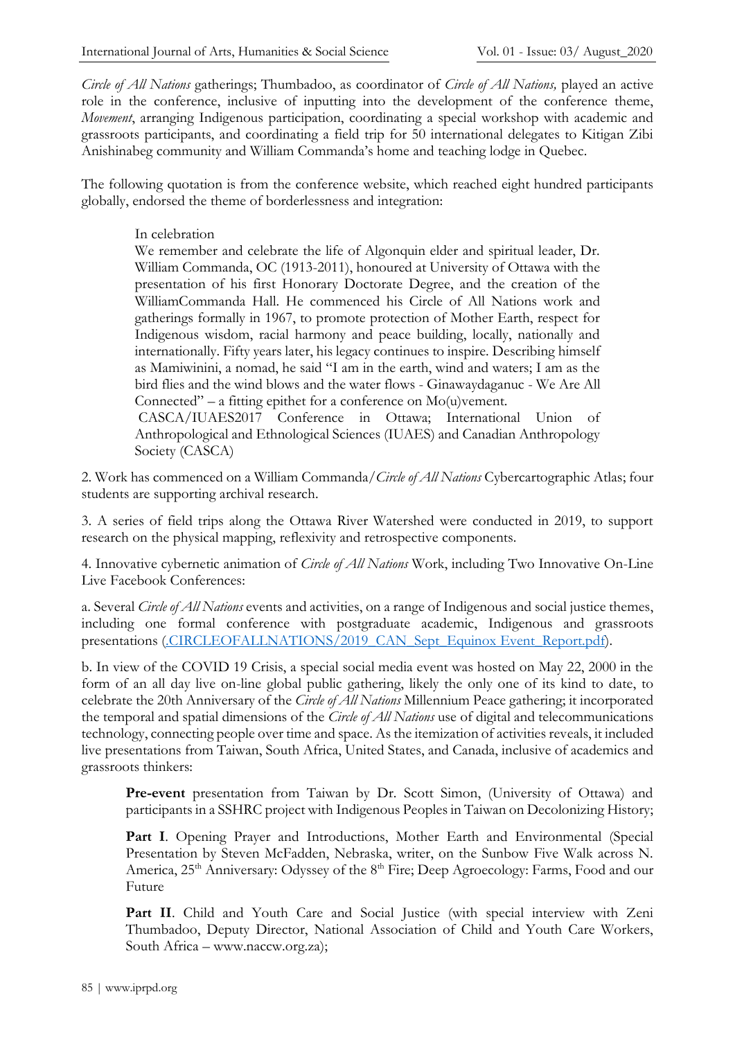*Circle of All Nations* gatherings; Thumbadoo, as coordinator of *Circle of All Nations,* played an active role in the conference, inclusive of inputting into the development of the conference theme, *Movement*, arranging Indigenous participation, coordinating a special workshop with academic and grassroots participants, and coordinating a field trip for 50 international delegates to Kitigan Zibi Anishinabeg community and William Commanda's home and teaching lodge in Quebec.

The following quotation is from the conference website, which reached eight hundred participants globally, endorsed the theme of borderlessness and integration:

> In celebration
> We remember and celebrate the life of Algonquin elder and spiritual leader, Dr. William Commanda, OC (1913-2011), honoured at University of Ottawa with the presentation of his first Honorary Doctorate Degree, and the creation of the WilliamCommanda Hall. He commenced his Circle of All Nations work and gatherings formally in 1967, to promote protection of Mother Earth, respect for Indigenous wisdom, racial harmony and peace building, locally, nationally and internationally. Fifty years later, his legacy continues to inspire. Describing himself as Mamiwinini, a nomad, he said "I am in the earth, wind and waters; I am as the bird flies and the wind blows and the water flows - Ginawaydaganuc - We Are All Connected" – a fitting epithet for a conference on Mo(u)vement.
> CASCA/IUAES2017 Conference in Ottawa; International Union of Anthropological and Ethnological Sciences (IUAES) and Canadian Anthropology Society (CASCA)

2. Work has commenced on a William Commanda/*Circle of All Nations* Cybercartographic Atlas; four students are supporting archival research.

3. A series of field trips along the Ottawa River Watershed were conducted in 2019, to support research on the physical mapping, reflexivity and retrospective components.

4. Innovative cybernetic animation of *Circle of All Nations* Work, including Two Innovative On-Line Live Facebook Conferences:

a. Several *Circle of All Nations* events and activities, on a range of Indigenous and social justice themes, including one formal conference with postgraduate academic, Indigenous and grassroots presentations (.CIRCLEOFALLNATIONS/2019_CAN_Sept_Equinox Event_Report.pdf).

b. In view of the COVID 19 Crisis, a special social media event was hosted on May 22, 2000 in the form of an all day live on-line global public gathering, likely the only one of its kind to date, to celebrate the 20th Anniversary of the *Circle of All Nations* Millennium Peace gathering; it incorporated the temporal and spatial dimensions of the *Circle of All Nations* use of digital and telecommunications technology, connecting people over time and space. As the itemization of activities reveals, it included live presentations from Taiwan, South Africa, United States, and Canada, inclusive of academics and grassroots thinkers:

> **Pre-event** presentation from Taiwan by Dr. Scott Simon, (University of Ottawa) and participants in a SSHRC project with Indigenous Peoples in Taiwan on Decolonizing History;
>
> **Part I**. Opening Prayer and Introductions, Mother Earth and Environmental (Special Presentation by Steven McFadden, Nebraska, writer, on the Sunbow Five Walk across N. America, 25th Anniversary: Odyssey of the 8th Fire; Deep Agroecology: Farms, Food and our Future
>
> **Part II**. Child and Youth Care and Social Justice (with special interview with Zeni Thumbadoo, Deputy Director, National Association of Child and Youth Care Workers, South Africa – www.naccw.org.za);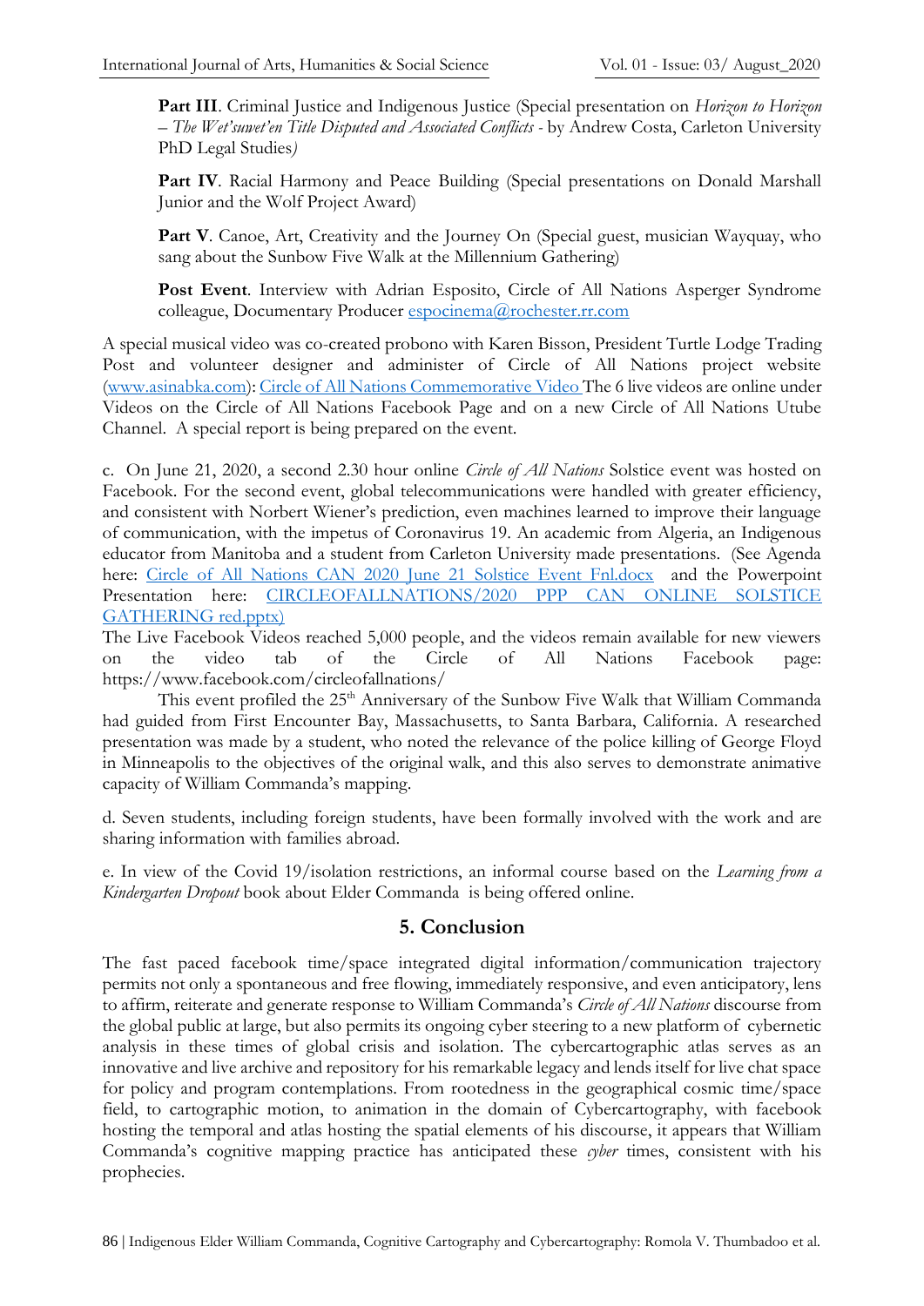**Part III**. Criminal Justice and Indigenous Justice (Special presentation on *Horizon to Horizon – The Wet'suwet'en Title Disputed and Associated Conflicts* - by Andrew Costa, Carleton University PhD Legal Studies*)*

**Part IV**. Racial Harmony and Peace Building (Special presentations on Donald Marshall Junior and the Wolf Project Award)

**Part V**. Canoe, Art, Creativity and the Journey On (Special guest, musician Wayquay, who sang about the Sunbow Five Walk at the Millennium Gathering)

**Post Event**. Interview with Adrian Esposito, Circle of All Nations Asperger Syndrome colleague, Documentary Producer espocinema@rochester.rr.com

A special musical video was co-created probono with Karen Bisson, President Turtle Lodge Trading Post and volunteer designer and administer of Circle of All Nations project website (www.asinabka.com): Circle of All Nations Commemorative Video The 6 live videos are online under Videos on the Circle of All Nations Facebook Page and on a new Circle of All Nations Utube Channel. A special report is being prepared on the event.

c. On June 21, 2020, a second 2.30 hour online *Circle of All Nations* Solstice event was hosted on Facebook. For the second event, global telecommunications were handled with greater efficiency, and consistent with Norbert Wiener's prediction, even machines learned to improve their language of communication, with the impetus of Coronavirus 19. An academic from Algeria, an Indigenous educator from Manitoba and a student from Carleton University made presentations. (See Agenda here: Circle of All Nations CAN 2020 June 21 Solstice Event Fnl.docx and the Powerpoint Presentation here: CIRCLEOFALLNATIONS/2020 PPP CAN ONLINE SOLSTICE GATHERING red.pptx)

The Live Facebook Videos reached 5,000 people, and the videos remain available for new viewers on the video tab of the Circle of All Nations Facebook page: https://www.facebook.com/circleofallnations/

This event profiled the 25th Anniversary of the Sunbow Five Walk that William Commanda had guided from First Encounter Bay, Massachusetts, to Santa Barbara, California. A researched presentation was made by a student, who noted the relevance of the police killing of George Floyd in Minneapolis to the objectives of the original walk, and this also serves to demonstrate animative capacity of William Commanda's mapping.

d. Seven students, including foreign students, have been formally involved with the work and are sharing information with families abroad.

e. In view of the Covid 19/isolation restrictions, an informal course based on the *Learning from a Kindergarten Dropout* book about Elder Commanda is being offered online.

## 5. Conclusion

The fast paced facebook time/space integrated digital information/communication trajectory permits not only a spontaneous and free flowing, immediately responsive, and even anticipatory, lens to affirm, reiterate and generate response to William Commanda's *Circle of All Nations* discourse from the global public at large, but also permits its ongoing cyber steering to a new platform of cybernetic analysis in these times of global crisis and isolation. The cybercartographic atlas serves as an innovative and live archive and repository for his remarkable legacy and lends itself for live chat space for policy and program contemplations. From rootedness in the geographical cosmic time/space field, to cartographic motion, to animation in the domain of Cybercartography, with facebook hosting the temporal and atlas hosting the spatial elements of his discourse, it appears that William Commanda's cognitive mapping practice has anticipated these *cyber* times, consistent with his prophecies.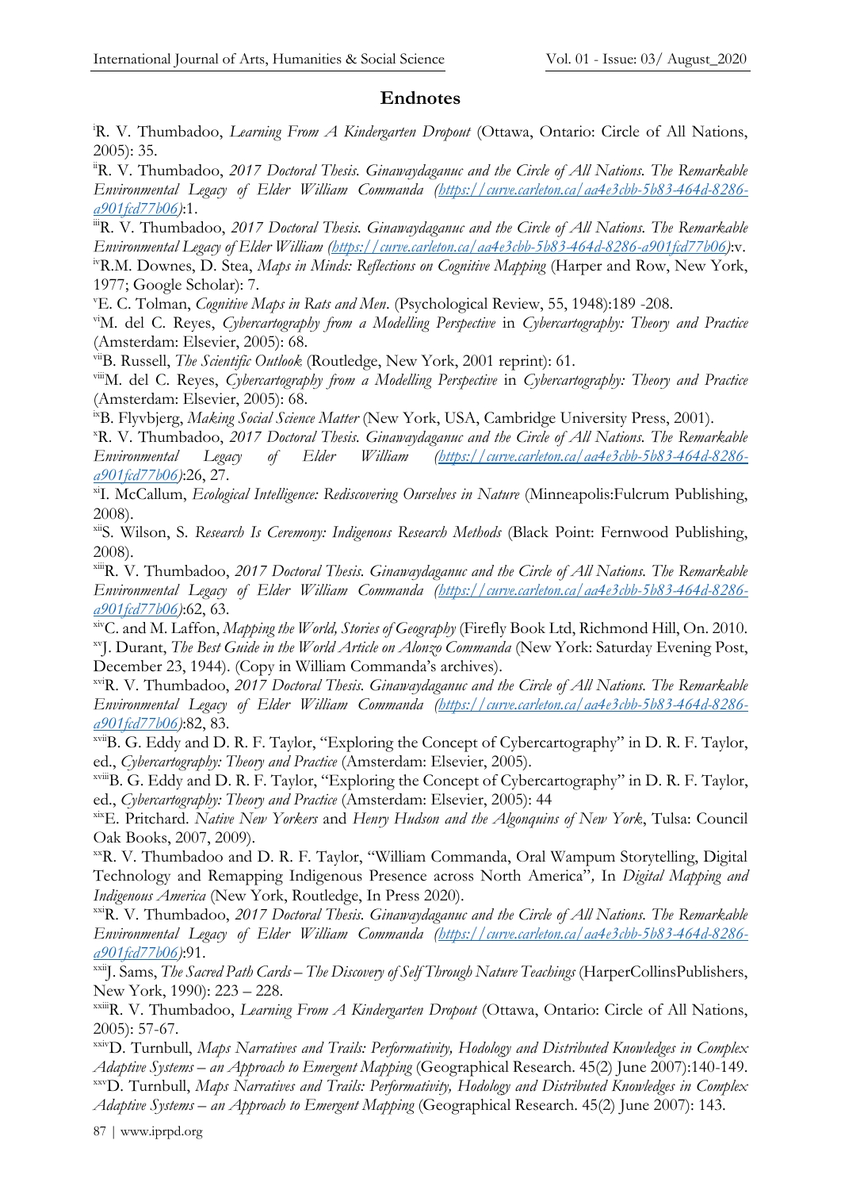## Endnotes

[i]R. V. Thumbadoo, *Learning From A Kindergarten Dropout* (Ottawa, Ontario: Circle of All Nations, 2005): 35.

[ii]R. V. Thumbadoo, *2017 Doctoral Thesis. Ginawaydaganuc and the Circle of All Nations. The Remarkable Environmental Legacy of Elder William Commanda (https://curve.carleton.ca/aa4e3cbb-5b83-464d-8286-a901fcd77b06)*:1.

[iii]R. V. Thumbadoo, *2017 Doctoral Thesis. Ginawaydaganuc and the Circle of All Nations. The Remarkable Environmental Legacy of Elder William (https://curve.carleton.ca/aa4e3cbb-5b83-464d-8286-a901fcd77b06)*:v.

[iv]R.M. Downes, D. Stea, *Maps in Minds: Reflections on Cognitive Mapping* (Harper and Row, New York, 1977; Google Scholar): 7.

[v]E. C. Tolman, *Cognitive Maps in Rats and Men*. (Psychological Review, 55, 1948):189 -208.

[vi]M. del C. Reyes, *Cybercartography from a Modelling Perspective* in *Cybercartography: Theory and Practice* (Amsterdam: Elsevier, 2005): 68.

[vii]B. Russell, *The Scientific Outlook* (Routledge, New York, 2001 reprint): 61.

[viii]M. del C. Reyes, *Cybercartography from a Modelling Perspective* in *Cybercartography: Theory and Practice* (Amsterdam: Elsevier, 2005): 68.

[ix]B. Flyvbjerg, *Making Social Science Matter* (New York, USA, Cambridge University Press, 2001).

[x]R. V. Thumbadoo, *2017 Doctoral Thesis. Ginawaydaganuc and the Circle of All Nations. The Remarkable Environmental Legacy of Elder William (https://curve.carleton.ca/aa4e3cbb-5b83-464d-8286-a901fcd77b06)*:26, 27.

[xi]I. McCallum, *Ecological Intelligence: Rediscovering Ourselves in Nature* (Minneapolis:Fulcrum Publishing, 2008).

[xii]S. Wilson, S. *Research Is Ceremony: Indigenous Research Methods* (Black Point: Fernwood Publishing, 2008).

[xiii]R. V. Thumbadoo, *2017 Doctoral Thesis. Ginawaydaganuc and the Circle of All Nations. The Remarkable Environmental Legacy of Elder William Commanda (https://curve.carleton.ca/aa4e3cbb-5b83-464d-8286-a901fcd77b06)*:62, 63.

[xiv]C. and M. Laffon, *Mapping the World, Stories of Geography* (Firefly Book Ltd, Richmond Hill, On. 2010.

[xv]J. Durant, *The Best Guide in the World Article on Alonzo Commanda* (New York: Saturday Evening Post, December 23, 1944). (Copy in William Commanda's archives).

[xvi]R. V. Thumbadoo, *2017 Doctoral Thesis. Ginawaydaganuc and the Circle of All Nations. The Remarkable Environmental Legacy of Elder William Commanda (https://curve.carleton.ca/aa4e3cbb-5b83-464d-8286-a901fcd77b06)*:82, 83.

[xvii]B. G. Eddy and D. R. F. Taylor, "Exploring the Concept of Cybercartography" in D. R. F. Taylor, ed., *Cybercartography: Theory and Practice* (Amsterdam: Elsevier, 2005).

[xviii]B. G. Eddy and D. R. F. Taylor, "Exploring the Concept of Cybercartography" in D. R. F. Taylor, ed., *Cybercartography: Theory and Practice* (Amsterdam: Elsevier, 2005): 44

[xix]E. Pritchard. *Native New Yorkers* and *Henry Hudson and the Algonquins of New York*, Tulsa: Council Oak Books, 2007, 2009).

[xx]R. V. Thumbadoo and D. R. F. Taylor, "William Commanda, Oral Wampum Storytelling, Digital Technology and Remapping Indigenous Presence across North America", In *Digital Mapping and Indigenous America* (New York, Routledge, In Press 2020).

[xxi]R. V. Thumbadoo, *2017 Doctoral Thesis. Ginawaydaganuc and the Circle of All Nations. The Remarkable Environmental Legacy of Elder William Commanda (https://curve.carleton.ca/aa4e3cbb-5b83-464d-8286-a901fcd77b06)*:91.

[xxii]J. Sams, *The Sacred Path Cards – The Discovery of Self Through Nature Teachings* (HarperCollinsPublishers, New York, 1990): 223 – 228.

[xxiii]R. V. Thumbadoo, *Learning From A Kindergarten Dropout* (Ottawa, Ontario: Circle of All Nations, 2005): 57-67.

[xxiv]D. Turnbull, *Maps Narratives and Trails: Performativity, Hodology and Distributed Knowledges in Complex Adaptive Systems – an Approach to Emergent Mapping* (Geographical Research. 45(2) June 2007):140-149.

[xxv]D. Turnbull, *Maps Narratives and Trails: Performativity, Hodology and Distributed Knowledges in Complex Adaptive Systems – an Approach to Emergent Mapping* (Geographical Research. 45(2) June 2007): 143.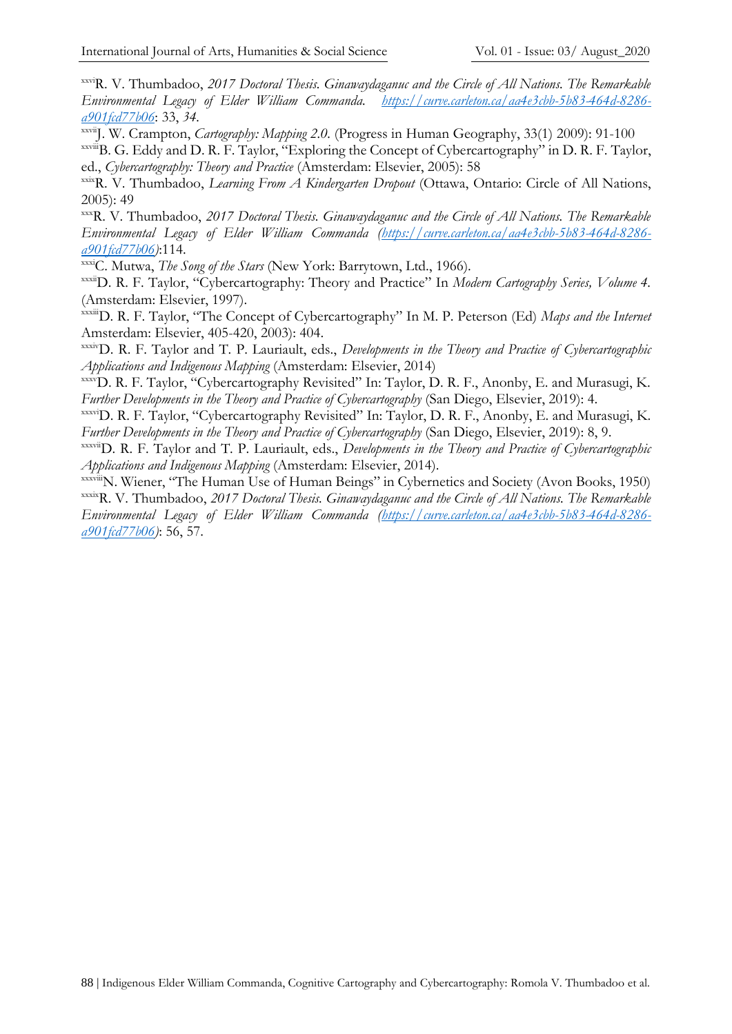[xxvi]R. V. Thumbadoo, *2017 Doctoral Thesis. Ginawaydaganuc and the Circle of All Nations. The Remarkable Environmental Legacy of Elder William Commanda.* [https://curve.carleton.ca/aa4e3cbb-5b83-464d-8286-a901fcd77b06](https://curve.carleton.ca/aa4e3cbb-5b83-464d-8286-a901fcd77b06): 33, *34*.

[xxvii]J. W. Crampton, *Cartography: Mapping 2.0.* (Progress in Human Geography, 33(1) 2009): 91-100

[xxviii]B. G. Eddy and D. R. F. Taylor, "Exploring the Concept of Cybercartography" in D. R. F. Taylor, ed., *Cybercartography: Theory and Practice* (Amsterdam: Elsevier, 2005): 58

[xxix]R. V. Thumbadoo, *Learning From A Kindergarten Dropout* (Ottawa, Ontario: Circle of All Nations, 2005): 49

[xxx]R. V. Thumbadoo, *2017 Doctoral Thesis. Ginawaydaganuc and the Circle of All Nations. The Remarkable Environmental Legacy of Elder William Commanda* ([https://curve.carleton.ca/aa4e3cbb-5b83-464d-8286-a901fcd77b06](https://curve.carleton.ca/aa4e3cbb-5b83-464d-8286-a901fcd77b06)):114.

[xxxi]C. Mutwa, *The Song of the Stars* (New York: Barrytown, Ltd., 1966).

[xxxii]D. R. F. Taylor, "Cybercartography: Theory and Practice" In *Modern Cartography Series, Volume 4*. (Amsterdam: Elsevier, 1997).

[xxxiii]D. R. F. Taylor, "The Concept of Cybercartography" In M. P. Peterson (Ed) *Maps and the Internet* Amsterdam: Elsevier, 405-420, 2003): 404.

[xxxiv]D. R. F. Taylor and T. P. Lauriault, eds., *Developments in the Theory and Practice of Cybercartographic Applications and Indigenous Mapping* (Amsterdam: Elsevier, 2014)

[xxxv]D. R. F. Taylor, "Cybercartography Revisited" In: Taylor, D. R. F., Anonby, E. and Murasugi, K. *Further Developments in the Theory and Practice of Cybercartography* (San Diego, Elsevier, 2019): 4.

[xxxvi]D. R. F. Taylor, "Cybercartography Revisited" In: Taylor, D. R. F., Anonby, E. and Murasugi, K. *Further Developments in the Theory and Practice of Cybercartography* (San Diego, Elsevier, 2019): 8, 9.

[xxxvii]D. R. F. Taylor and T. P. Lauriault, eds., *Developments in the Theory and Practice of Cybercartographic Applications and Indigenous Mapping* (Amsterdam: Elsevier, 2014).

[xxxviii]N. Wiener, "The Human Use of Human Beings" in Cybernetics and Society (Avon Books, 1950)

[xxxix]R. V. Thumbadoo, *2017 Doctoral Thesis. Ginawaydaganuc and the Circle of All Nations. The Remarkable Environmental Legacy of Elder William Commanda* ([https://curve.carleton.ca/aa4e3cbb-5b83-464d-8286-a901fcd77b06](https://curve.carleton.ca/aa4e3cbb-5b83-464d-8286-a901fcd77b06)): 56, 57.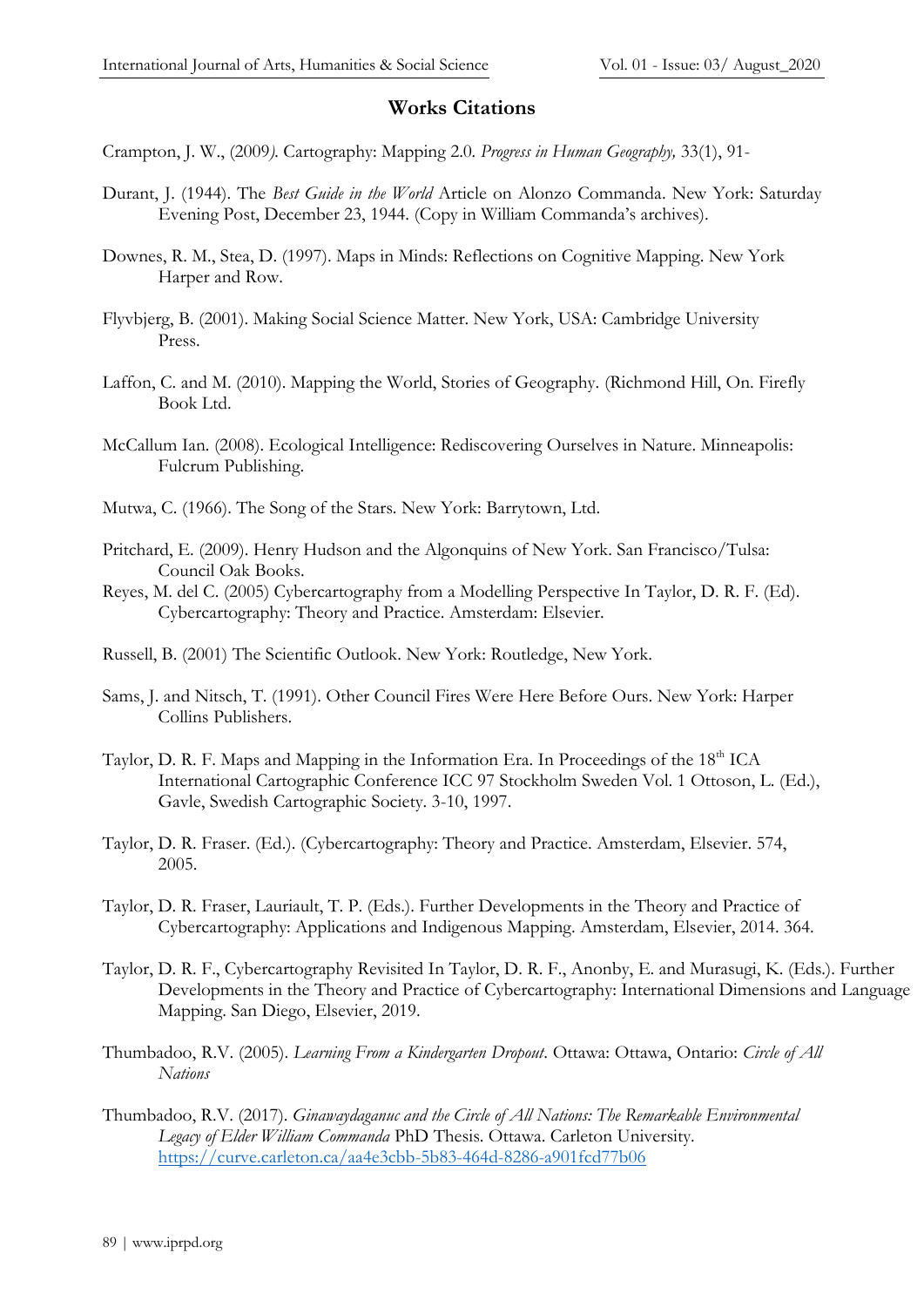## Works Citations

Crampton, J. W., (2009*)*. Cartography: Mapping 2.0. *Progress in Human Geography,* 33(1), 91-

Durant, J. (1944). The *Best Guide in the World* Article on Alonzo Commanda. New York: Saturday Evening Post, December 23, 1944. (Copy in William Commanda's archives).

Downes, R. M., Stea, D. (1997). Maps in Minds: Reflections on Cognitive Mapping. New York Harper and Row.

Flyvbjerg, B. (2001). Making Social Science Matter. New York, USA: Cambridge University Press.

Laffon, C. and M. (2010). Mapping the World, Stories of Geography. (Richmond Hill, On. Firefly Book Ltd.

McCallum Ian. (2008). Ecological Intelligence: Rediscovering Ourselves in Nature. Minneapolis: Fulcrum Publishing.

Mutwa, C. (1966). The Song of the Stars. New York: Barrytown, Ltd.

Pritchard, E. (2009). Henry Hudson and the Algonquins of New York. San Francisco/Tulsa: Council Oak Books.

Reyes, M. del C. (2005) Cybercartography from a Modelling Perspective In Taylor, D. R. F. (Ed). Cybercartography: Theory and Practice. Amsterdam: Elsevier.

Russell, B. (2001) The Scientific Outlook. New York: Routledge, New York.

Sams, J. and Nitsch, T. (1991). Other Council Fires Were Here Before Ours. New York: Harper Collins Publishers.

Taylor, D. R. F. Maps and Mapping in the Information Era. In Proceedings of the 18th ICA International Cartographic Conference ICC 97 Stockholm Sweden Vol. 1 Ottoson, L. (Ed.), Gavle, Swedish Cartographic Society. 3-10, 1997.

Taylor, D. R. Fraser. (Ed.). (Cybercartography: Theory and Practice. Amsterdam, Elsevier. 574, 2005.

Taylor, D. R. Fraser, Lauriault, T. P. (Eds.). Further Developments in the Theory and Practice of Cybercartography: Applications and Indigenous Mapping. Amsterdam, Elsevier, 2014. 364.

Taylor, D. R. F., Cybercartography Revisited In Taylor, D. R. F., Anonby, E. and Murasugi, K. (Eds.). Further Developments in the Theory and Practice of Cybercartography: International Dimensions and Language Mapping. San Diego, Elsevier, 2019.

Thumbadoo, R.V. (2005). *Learning From a Kindergarten Dropout*. Ottawa: Ottawa, Ontario: *Circle of All Nations*

Thumbadoo, R.V. (2017). *Ginawaydaganuc and the Circle of All Nations: The Remarkable Environmental Legacy of Elder William Commanda* PhD Thesis. Ottawa. Carleton University. https://curve.carleton.ca/aa4e3cbb-5b83-464d-8286-a901fcd77b06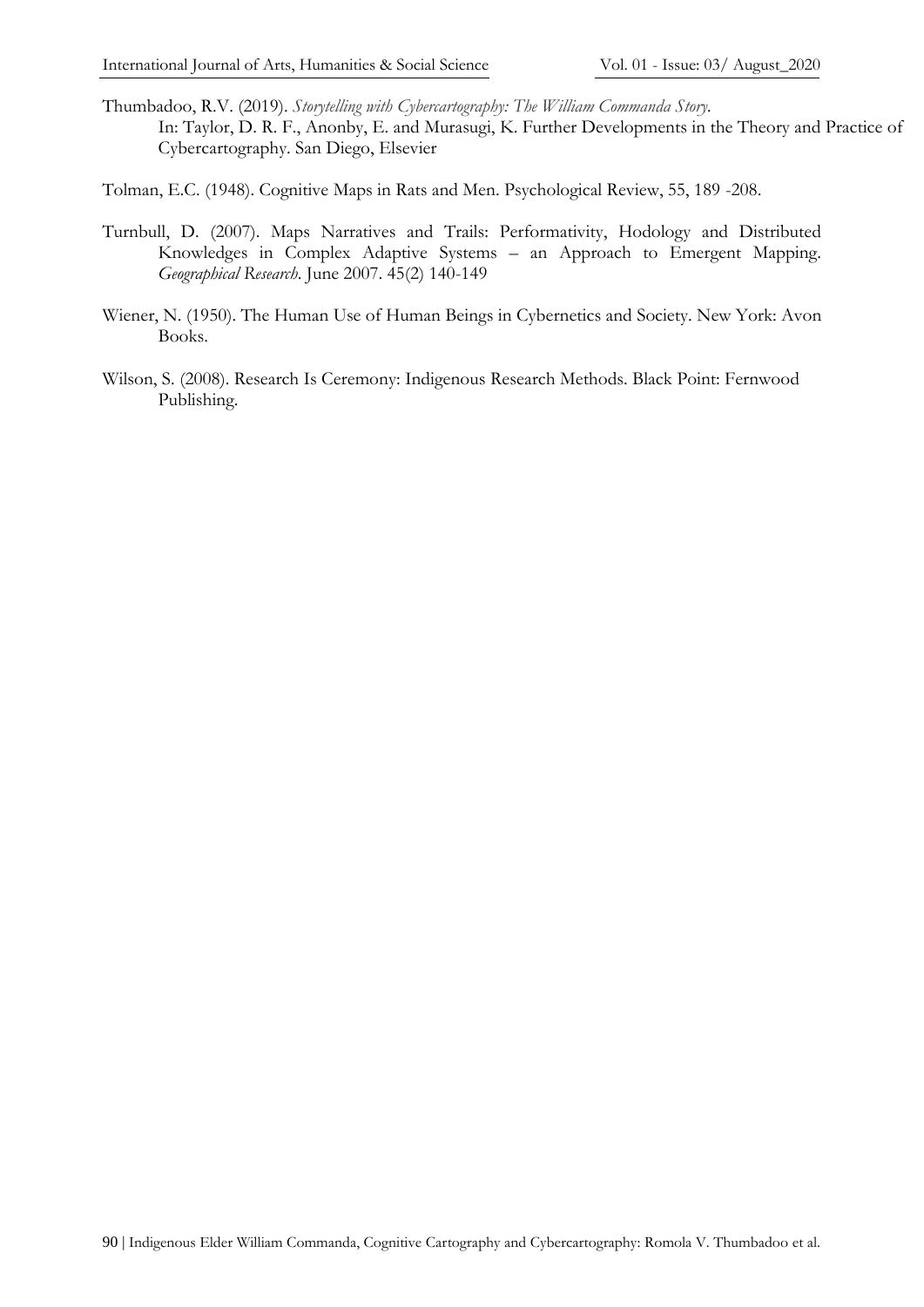Thumbadoo, R.V. (2019). *Storytelling with Cybercartography: The William Commanda Story*. In: Taylor, D. R. F., Anonby, E. and Murasugi, K. Further Developments in the Theory and Practice of Cybercartography. San Diego, Elsevier

Tolman, E.C. (1948). Cognitive Maps in Rats and Men. Psychological Review, 55, 189 -208.

Turnbull, D. (2007). Maps Narratives and Trails: Performativity, Hodology and Distributed Knowledges in Complex Adaptive Systems – an Approach to Emergent Mapping. *Geographical Research*. June 2007. 45(2) 140-149

Wiener, N. (1950). The Human Use of Human Beings in Cybernetics and Society. New York: Avon Books.

Wilson, S. (2008). Research Is Ceremony: Indigenous Research Methods. Black Point: Fernwood Publishing.